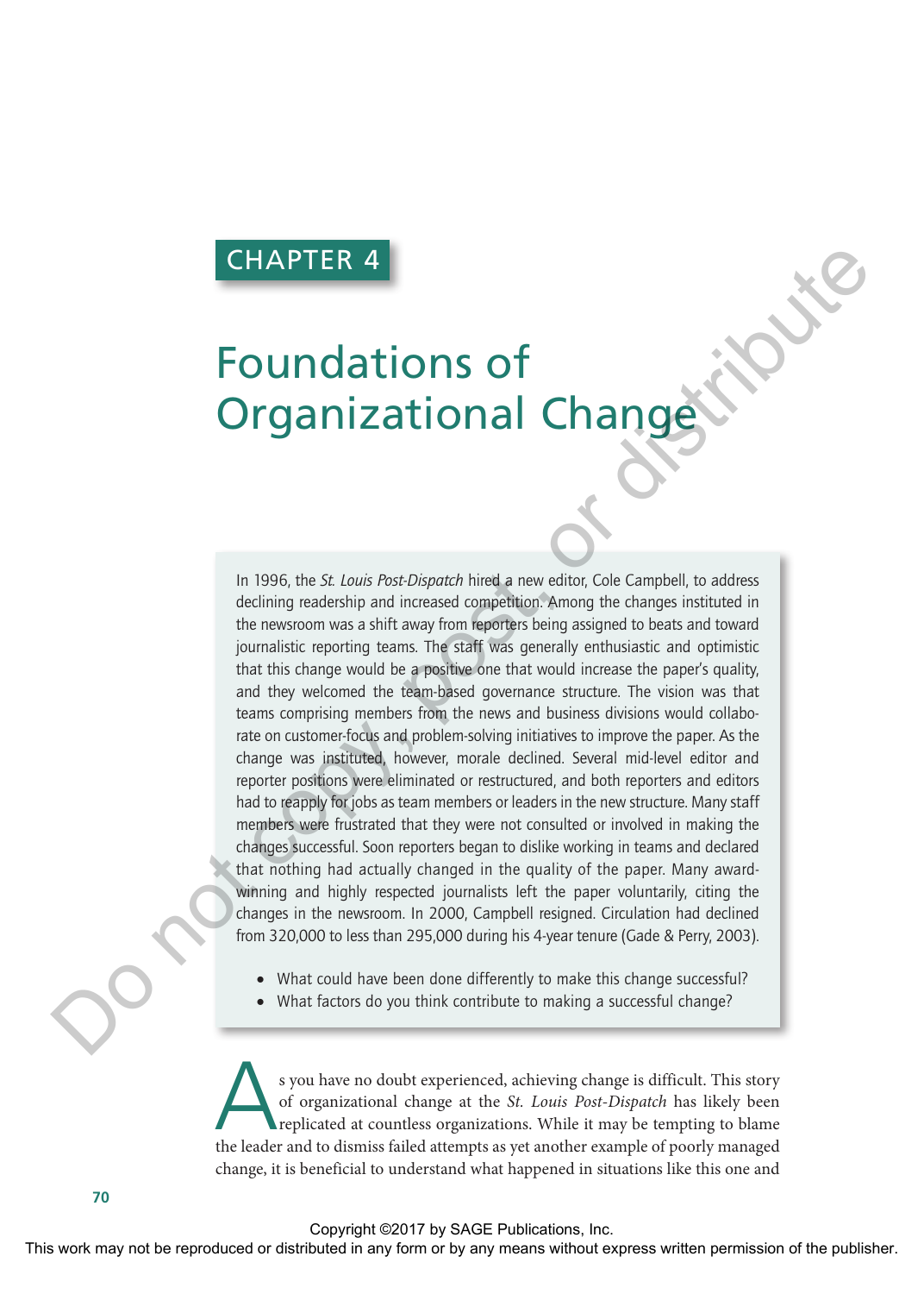# CHAPTER 4

# Foundations of Organizational Change

In 1996, the *St. Louis Post-Dispatch* hired a new editor, Cole Campbell, to address declining readership and increased competition. Among the changes instituted in the newsroom was a shift away from reporters being assigned to beats and toward journalistic reporting teams. The staff was generally enthusiastic and optimistic that this change would be a positive one that would increase the paper's quality, and they welcomed the team-based governance structure. The vision was that teams comprising members from the news and business divisions would collaborate on customer-focus and problem-solving initiatives to improve the paper. As the change was instituted, however, morale declined. Several mid-level editor and reporter positions were eliminated or restructured, and both reporters and editors had to reapply for jobs as team members or leaders in the new structure. Many staff members were frustrated that they were not consulted or involved in making the changes successful. Soon reporters began to dislike working in teams and declared that nothing had actually changed in the quality of the paper. Many award-winning and highly respected journalists left the paper voluntarily, citing the changes in the newsroom. In 2000, Campbell resigned. Circulation had declined from 320,000 to less than 295,000 during his 4-year tenure (Gade & Perry, 2003).

- What could have been done differently to make this change successful?
- What factors do you think contribute to making a successful change?

As you have no doubt experienced, achieving change is difficult. This story of organizational change at the *St. Louis Post-Dispatch* has likely been replicated at countless organizations. While it may be tempting to blame the leader and to dismiss failed attempts as yet another example of poorly managed change, it is beneficial to understand what happened in situations like this one and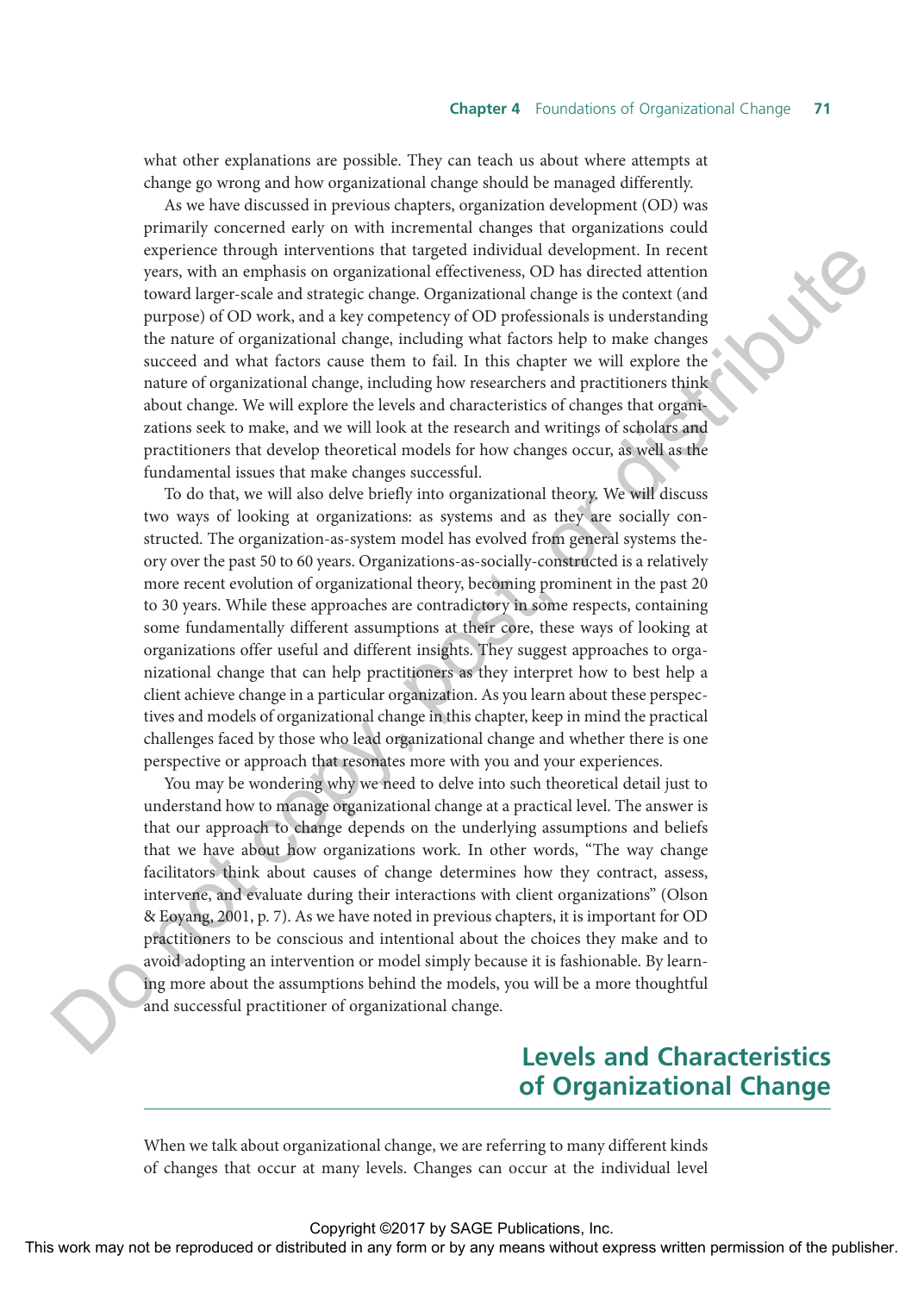what other explanations are possible. They can teach us about where attempts at change go wrong and how organizational change should be managed differently.

As we have discussed in previous chapters, organization development (OD) was primarily concerned early on with incremental changes that organizations could experience through interventions that targeted individual development. In recent years, with an emphasis on organizational effectiveness, OD has directed attention toward larger-scale and strategic change. Organizational change is the context (and purpose) of OD work, and a key competency of OD professionals is understanding the nature of organizational change, including what factors help to make changes succeed and what factors cause them to fail. In this chapter we will explore the nature of organizational change, including how researchers and practitioners think about change. We will explore the levels and characteristics of changes that organizations seek to make, and we will look at the research and writings of scholars and practitioners that develop theoretical models for how changes occur, as well as the fundamental issues that make changes successful.

To do that, we will also delve briefly into organizational theory. We will discuss two ways of looking at organizations: as systems and as they are socially constructed. The organization-as-system model has evolved from general systems theory over the past 50 to 60 years. Organizations-as-socially-constructed is a relatively more recent evolution of organizational theory, becoming prominent in the past 20 to 30 years. While these approaches are contradictory in some respects, containing some fundamentally different assumptions at their core, these ways of looking at organizations offer useful and different insights. They suggest approaches to organizational change that can help practitioners as they interpret how to best help a client achieve change in a particular organization. As you learn about these perspectives and models of organizational change in this chapter, keep in mind the practical challenges faced by those who lead organizational change and whether there is one perspective or approach that resonates more with you and your experiences.

You may be wondering why we need to delve into such theoretical detail just to understand how to manage organizational change at a practical level. The answer is that our approach to change depends on the underlying assumptions and beliefs that we have about how organizations work. In other words, "The way change facilitators think about causes of change determines how they contract, assess, intervene, and evaluate during their interactions with client organizations" (Olson & Eoyang, 2001, p. 7). As we have noted in previous chapters, it is important for OD practitioners to be conscious and intentional about the choices they make and to avoid adopting an intervention or model simply because it is fashionable. By learning more about the assumptions behind the models, you will be a more thoughtful and successful practitioner of organizational change.

## Levels and Characteristics of Organizational Change

When we talk about organizational change, we are referring to many different kinds of changes that occur at many levels. Changes can occur at the individual level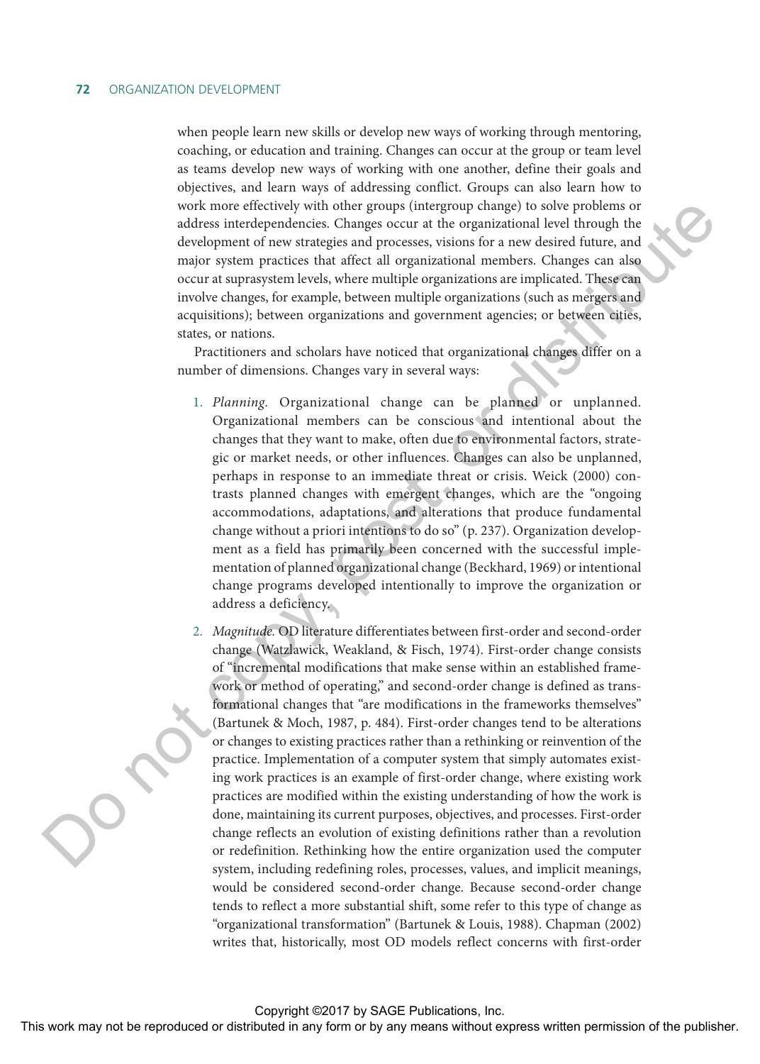when people learn new skills or develop new ways of working through mentoring, coaching, or education and training. Changes can occur at the group or team level as teams develop new ways of working with one another, define their goals and objectives, and learn ways of addressing conflict. Groups can also learn how to work more effectively with other groups (intergroup change) to solve problems or address interdependencies. Changes occur at the organizational level through the development of new strategies and processes, visions for a new desired future, and major system practices that affect all organizational members. Changes can also occur at suprasystem levels, where multiple organizations are implicated. These can involve changes, for example, between multiple organizations (such as mergers and acquisitions); between organizations and government agencies; or between cities, states, or nations.

Practitioners and scholars have noticed that organizational changes differ on a number of dimensions. Changes vary in several ways:

1. *Planning.* Organizational change can be planned or unplanned. Organizational members can be conscious and intentional about the changes that they want to make, often due to environmental factors, strategic or market needs, or other influences. Changes can also be unplanned, perhaps in response to an immediate threat or crisis. Weick (2000) contrasts planned changes with emergent changes, which are the "ongoing accommodations, adaptations, and alterations that produce fundamental change without a priori intentions to do so" (p. 237). Organization development as a field has primarily been concerned with the successful implementation of planned organizational change (Beckhard, 1969) or intentional change programs developed intentionally to improve the organization or address a deficiency.
2. *Magnitude.* OD literature differentiates between first-order and second-order change (Watzlawick, Weakland, & Fisch, 1974). First-order change consists of "incremental modifications that make sense within an established framework or method of operating," and second-order change is defined as transformational changes that "are modifications in the frameworks themselves" (Bartunek & Moch, 1987, p. 484). First-order changes tend to be alterations or changes to existing practices rather than a rethinking or reinvention of the practice. Implementation of a computer system that simply automates existing work practices is an example of first-order change, where existing work practices are modified within the existing understanding of how the work is done, maintaining its current purposes, objectives, and processes. First-order change reflects an evolution of existing definitions rather than a revolution or redefinition. Rethinking how the entire organization used the computer system, including redefining roles, processes, values, and implicit meanings, would be considered second-order change. Because second-order change tends to reflect a more substantial shift, some refer to this type of change as "organizational transformation" (Bartunek & Louis, 1988). Chapman (2002) writes that, historically, most OD models reflect concerns with first-order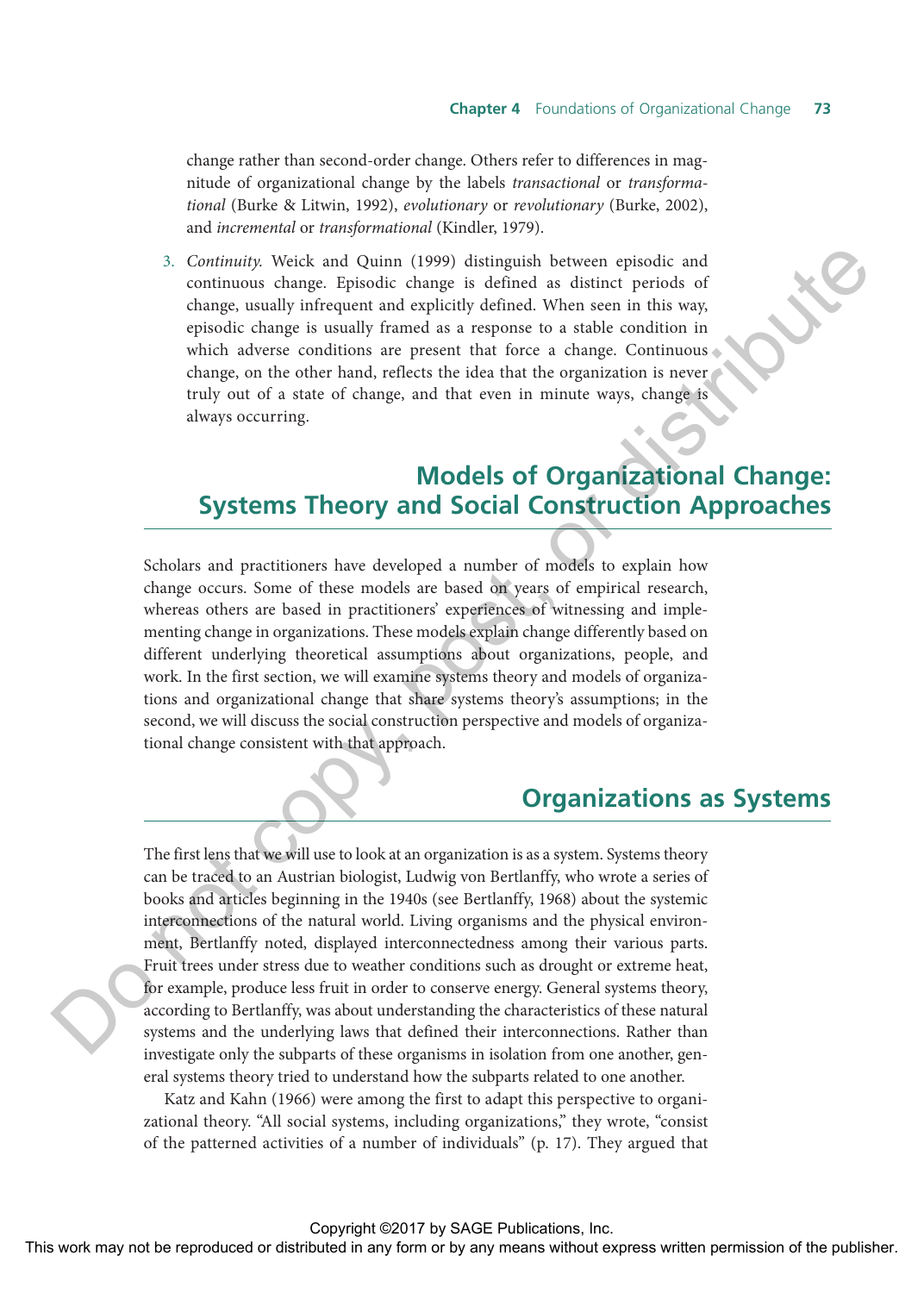change rather than second-order change. Others refer to differences in magnitude of organizational change by the labels *transactional* or *transformational* (Burke & Litwin, 1992), *evolutionary* or *revolutionary* (Burke, 2002), and *incremental* or *transformational* (Kindler, 1979).

3. *Continuity.* Weick and Quinn (1999) distinguish between episodic and continuous change. Episodic change is defined as distinct periods of change, usually infrequent and explicitly defined. When seen in this way, episodic change is usually framed as a response to a stable condition in which adverse conditions are present that force a change. Continuous change, on the other hand, reflects the idea that the organization is never truly out of a state of change, and that even in minute ways, change is always occurring.

## Models of Organizational Change: Systems Theory and Social Construction Approaches

Scholars and practitioners have developed a number of models to explain how change occurs. Some of these models are based on years of empirical research, whereas others are based in practitioners' experiences of witnessing and implementing change in organizations. These models explain change differently based on different underlying theoretical assumptions about organizations, people, and work. In the first section, we will examine systems theory and models of organizations and organizational change that share systems theory's assumptions; in the second, we will discuss the social construction perspective and models of organizational change consistent with that approach.

## Organizations as Systems

The first lens that we will use to look at an organization is as a system. Systems theory can be traced to an Austrian biologist, Ludwig von Bertlanffy, who wrote a series of books and articles beginning in the 1940s (see Bertlanffy, 1968) about the systemic interconnections of the natural world. Living organisms and the physical environment, Bertlanffy noted, displayed interconnectedness among their various parts. Fruit trees under stress due to weather conditions such as drought or extreme heat, for example, produce less fruit in order to conserve energy. General systems theory, according to Bertlanffy, was about understanding the characteristics of these natural systems and the underlying laws that defined their interconnections. Rather than investigate only the subparts of these organisms in isolation from one another, general systems theory tried to understand how the subparts related to one another.

Katz and Kahn (1966) were among the first to adapt this perspective to organizational theory. "All social systems, including organizations," they wrote, "consist of the patterned activities of a number of individuals" (p. 17). They argued that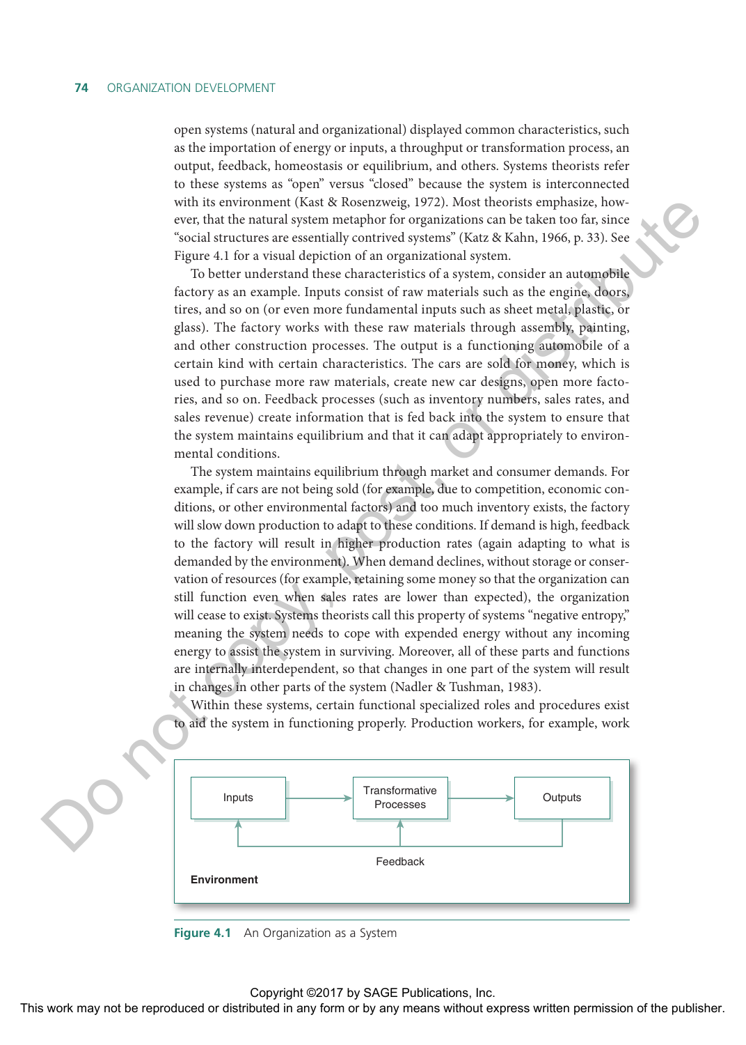open systems (natural and organizational) displayed common characteristics, such as the importation of energy or inputs, a throughput or transformation process, an output, feedback, homeostasis or equilibrium, and others. Systems theorists refer to these systems as "open" versus "closed" because the system is interconnected with its environment (Kast & Rosenzweig, 1972). Most theorists emphasize, however, that the natural system metaphor for organizations can be taken too far, since "social structures are essentially contrived systems" (Katz & Kahn, 1966, p. 33). See Figure 4.1 for a visual depiction of an organizational system.

To better understand these characteristics of a system, consider an automobile factory as an example. Inputs consist of raw materials such as the engine, doors, tires, and so on (or even more fundamental inputs such as sheet metal, plastic, or glass). The factory works with these raw materials through assembly, painting, and other construction processes. The output is a functioning automobile of a certain kind with certain characteristics. The cars are sold for money, which is used to purchase more raw materials, create new car designs, open more factories, and so on. Feedback processes (such as inventory numbers, sales rates, and sales revenue) create information that is fed back into the system to ensure that the system maintains equilibrium and that it can adapt appropriately to environmental conditions.

The system maintains equilibrium through market and consumer demands. For example, if cars are not being sold (for example, due to competition, economic conditions, or other environmental factors) and too much inventory exists, the factory will slow down production to adapt to these conditions. If demand is high, feedback to the factory will result in higher production rates (again adapting to what is demanded by the environment). When demand declines, without storage or conservation of resources (for example, retaining some money so that the organization can still function even when sales rates are lower than expected), the organization will cease to exist. Systems theorists call this property of systems "negative entropy," meaning the system needs to cope with expended energy without any incoming energy to assist the system in surviving. Moreover, all of these parts and functions are internally interdependent, so that changes in one part of the system will result in changes in other parts of the system (Nadler & Tushman, 1983).

Within these systems, certain functional specialized roles and procedures exist to aid the system in functioning properly. Production workers, for example, work

Inputs
Transformative Processes
Outputs
Feedback
Environment

**Figure 4.1** An Organization as a System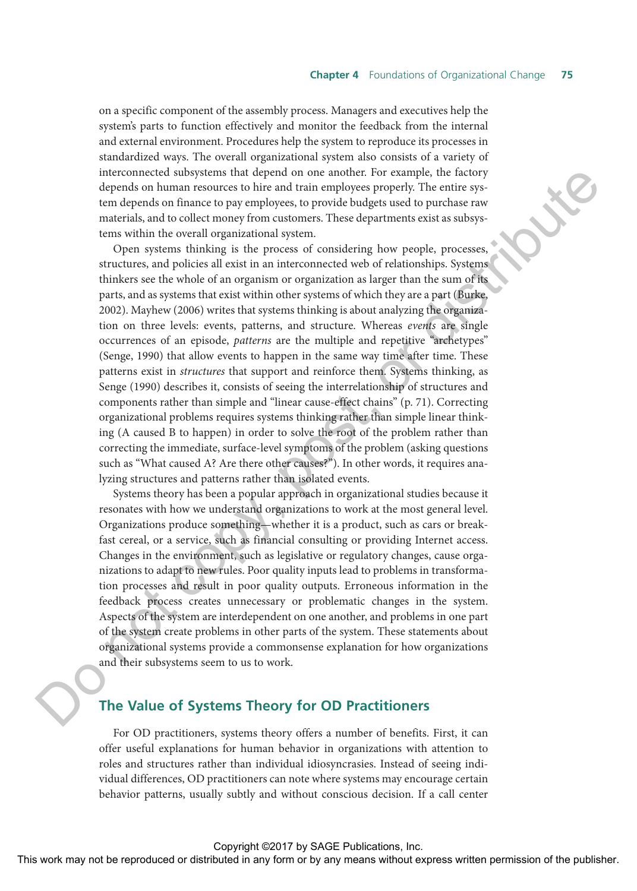on a specific component of the assembly process. Managers and executives help the system's parts to function effectively and monitor the feedback from the internal and external environment. Procedures help the system to reproduce its processes in standardized ways. The overall organizational system also consists of a variety of interconnected subsystems that depend on one another. For example, the factory depends on human resources to hire and train employees properly. The entire system depends on finance to pay employees, to provide budgets used to purchase raw materials, and to collect money from customers. These departments exist as subsystems within the overall organizational system.

Open systems thinking is the process of considering how people, processes, structures, and policies all exist in an interconnected web of relationships. Systems thinkers see the whole of an organism or organization as larger than the sum of its parts, and as systems that exist within other systems of which they are a part (Burke, 2002). Mayhew (2006) writes that systems thinking is about analyzing the organization on three levels: events, patterns, and structure. Whereas *events* are single occurrences of an episode, *patterns* are the multiple and repetitive "archetypes" (Senge, 1990) that allow events to happen in the same way time after time. These patterns exist in *structures* that support and reinforce them. Systems thinking, as Senge (1990) describes it, consists of seeing the interrelationship of structures and components rather than simple and "linear cause-effect chains" (p. 71). Correcting organizational problems requires systems thinking rather than simple linear thinking (A caused B to happen) in order to solve the root of the problem rather than correcting the immediate, surface-level symptoms of the problem (asking questions such as "What caused A? Are there other causes?"). In other words, it requires analyzing structures and patterns rather than isolated events.

Systems theory has been a popular approach in organizational studies because it resonates with how we understand organizations to work at the most general level. Organizations produce something—whether it is a product, such as cars or breakfast cereal, or a service, such as financial consulting or providing Internet access. Changes in the environment, such as legislative or regulatory changes, cause organizations to adapt to new rules. Poor quality inputs lead to problems in transformation processes and result in poor quality outputs. Erroneous information in the feedback process creates unnecessary or problematic changes in the system. Aspects of the system are interdependent on one another, and problems in one part of the system create problems in other parts of the system. These statements about organizational systems provide a commonsense explanation for how organizations and their subsystems seem to us to work.

## The Value of Systems Theory for OD Practitioners

For OD practitioners, systems theory offers a number of benefits. First, it can offer useful explanations for human behavior in organizations with attention to roles and structures rather than individual idiosyncrasies. Instead of seeing individual differences, OD practitioners can note where systems may encourage certain behavior patterns, usually subtly and without conscious decision. If a call center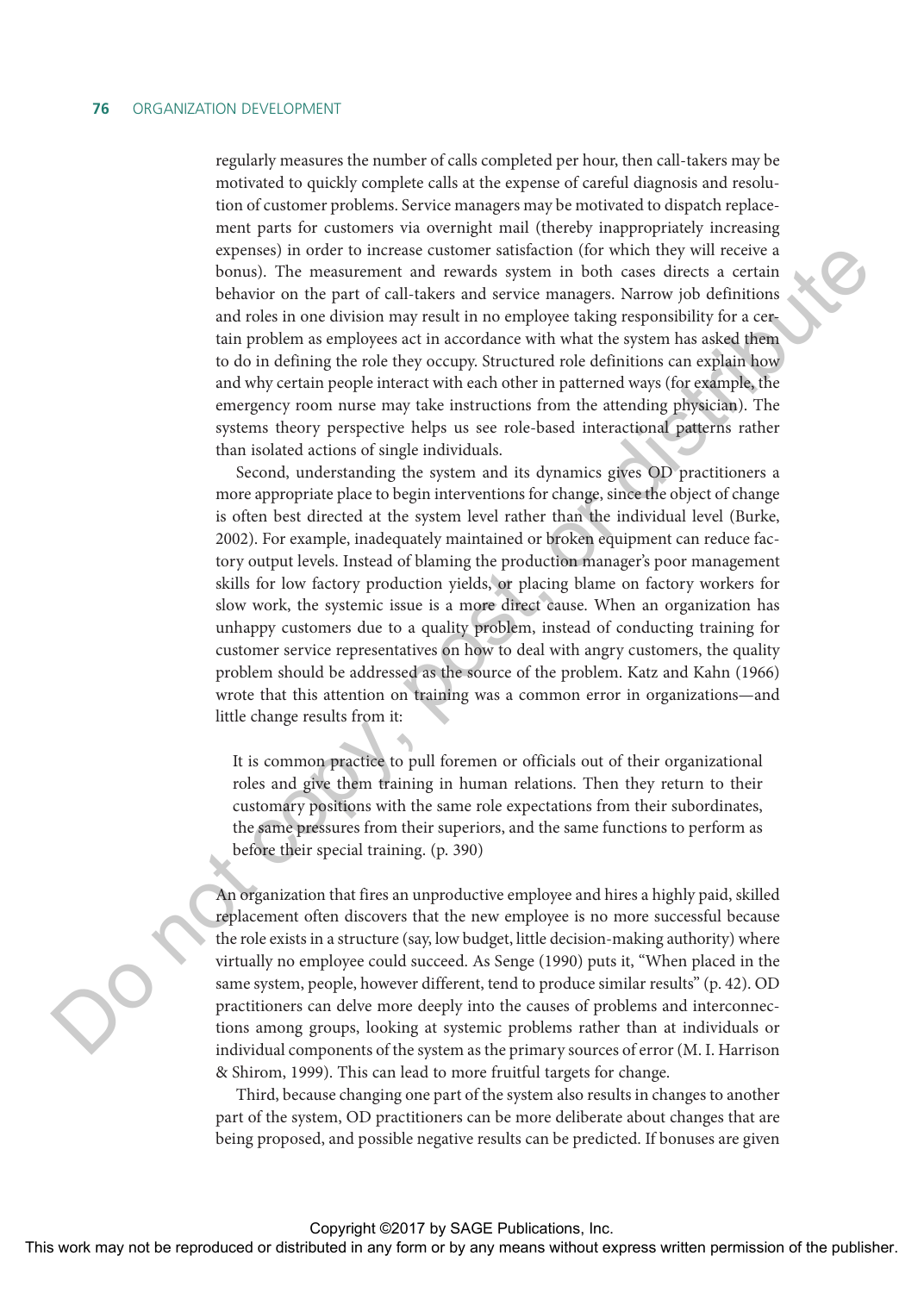regularly measures the number of calls completed per hour, then call-takers may be motivated to quickly complete calls at the expense of careful diagnosis and resolution of customer problems. Service managers may be motivated to dispatch replacement parts for customers via overnight mail (thereby inappropriately increasing expenses) in order to increase customer satisfaction (for which they will receive a bonus). The measurement and rewards system in both cases directs a certain behavior on the part of call-takers and service managers. Narrow job definitions and roles in one division may result in no employee taking responsibility for a certain problem as employees act in accordance with what the system has asked them to do in defining the role they occupy. Structured role definitions can explain how and why certain people interact with each other in patterned ways (for example, the emergency room nurse may take instructions from the attending physician). The systems theory perspective helps us see role-based interactional patterns rather than isolated actions of single individuals.

Second, understanding the system and its dynamics gives OD practitioners a more appropriate place to begin interventions for change, since the object of change is often best directed at the system level rather than the individual level (Burke, 2002). For example, inadequately maintained or broken equipment can reduce factory output levels. Instead of blaming the production manager's poor management skills for low factory production yields, or placing blame on factory workers for slow work, the systemic issue is a more direct cause. When an organization has unhappy customers due to a quality problem, instead of conducting training for customer service representatives on how to deal with angry customers, the quality problem should be addressed as the source of the problem. Katz and Kahn (1966) wrote that this attention on training was a common error in organizations—and little change results from it:

> It is common practice to pull foremen or officials out of their organizational roles and give them training in human relations. Then they return to their customary positions with the same role expectations from their subordinates, the same pressures from their superiors, and the same functions to perform as before their special training. (p. 390)

An organization that fires an unproductive employee and hires a highly paid, skilled replacement often discovers that the new employee is no more successful because the role exists in a structure (say, low budget, little decision-making authority) where virtually no employee could succeed. As Senge (1990) puts it, "When placed in the same system, people, however different, tend to produce similar results" (p. 42). OD practitioners can delve more deeply into the causes of problems and interconnections among groups, looking at systemic problems rather than at individuals or individual components of the system as the primary sources of error (M. I. Harrison & Shirom, 1999). This can lead to more fruitful targets for change.

Third, because changing one part of the system also results in changes to another part of the system, OD practitioners can be more deliberate about changes that are being proposed, and possible negative results can be predicted. If bonuses are given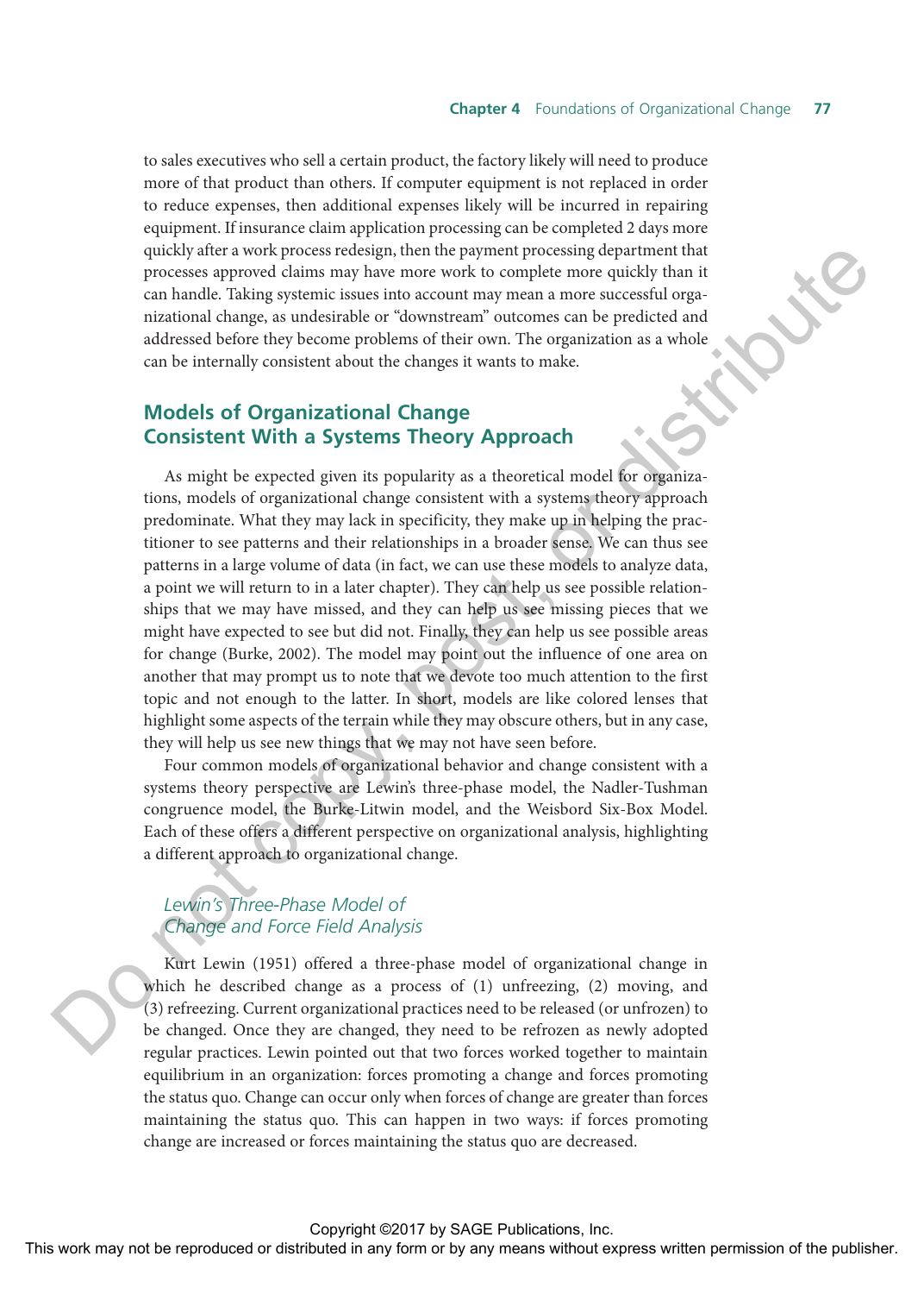to sales executives who sell a certain product, the factory likely will need to produce more of that product than others. If computer equipment is not replaced in order to reduce expenses, then additional expenses likely will be incurred in repairing equipment. If insurance claim application processing can be completed 2 days more quickly after a work process redesign, then the payment processing department that processes approved claims may have more work to complete more quickly than it can handle. Taking systemic issues into account may mean a more successful organizational change, as undesirable or "downstream" outcomes can be predicted and addressed before they become problems of their own. The organization as a whole can be internally consistent about the changes it wants to make.

## Models of Organizational Change Consistent With a Systems Theory Approach

As might be expected given its popularity as a theoretical model for organizations, models of organizational change consistent with a systems theory approach predominate. What they may lack in specificity, they make up in helping the practitioner to see patterns and their relationships in a broader sense. We can thus see patterns in a large volume of data (in fact, we can use these models to analyze data, a point we will return to in a later chapter). They can help us see possible relationships that we may have missed, and they can help us see missing pieces that we might have expected to see but did not. Finally, they can help us see possible areas for change (Burke, 2002). The model may point out the influence of one area on another that may prompt us to note that we devote too much attention to the first topic and not enough to the latter. In short, models are like colored lenses that highlight some aspects of the terrain while they may obscure others, but in any case, they will help us see new things that we may not have seen before.

Four common models of organizational behavior and change consistent with a systems theory perspective are Lewin's three-phase model, the Nadler-Tushman congruence model, the Burke-Litwin model, and the Weisbord Six-Box Model. Each of these offers a different perspective on organizational analysis, highlighting a different approach to organizational change.

### *Lewin's Three-Phase Model of Change and Force Field Analysis*

Kurt Lewin (1951) offered a three-phase model of organizational change in which he described change as a process of (1) unfreezing, (2) moving, and (3) refreezing. Current organizational practices need to be released (or unfrozen) to be changed. Once they are changed, they need to be refrozen as newly adopted regular practices. Lewin pointed out that two forces worked together to maintain equilibrium in an organization: forces promoting a change and forces promoting the status quo. Change can occur only when forces of change are greater than forces maintaining the status quo. This can happen in two ways: if forces promoting change are increased or forces maintaining the status quo are decreased.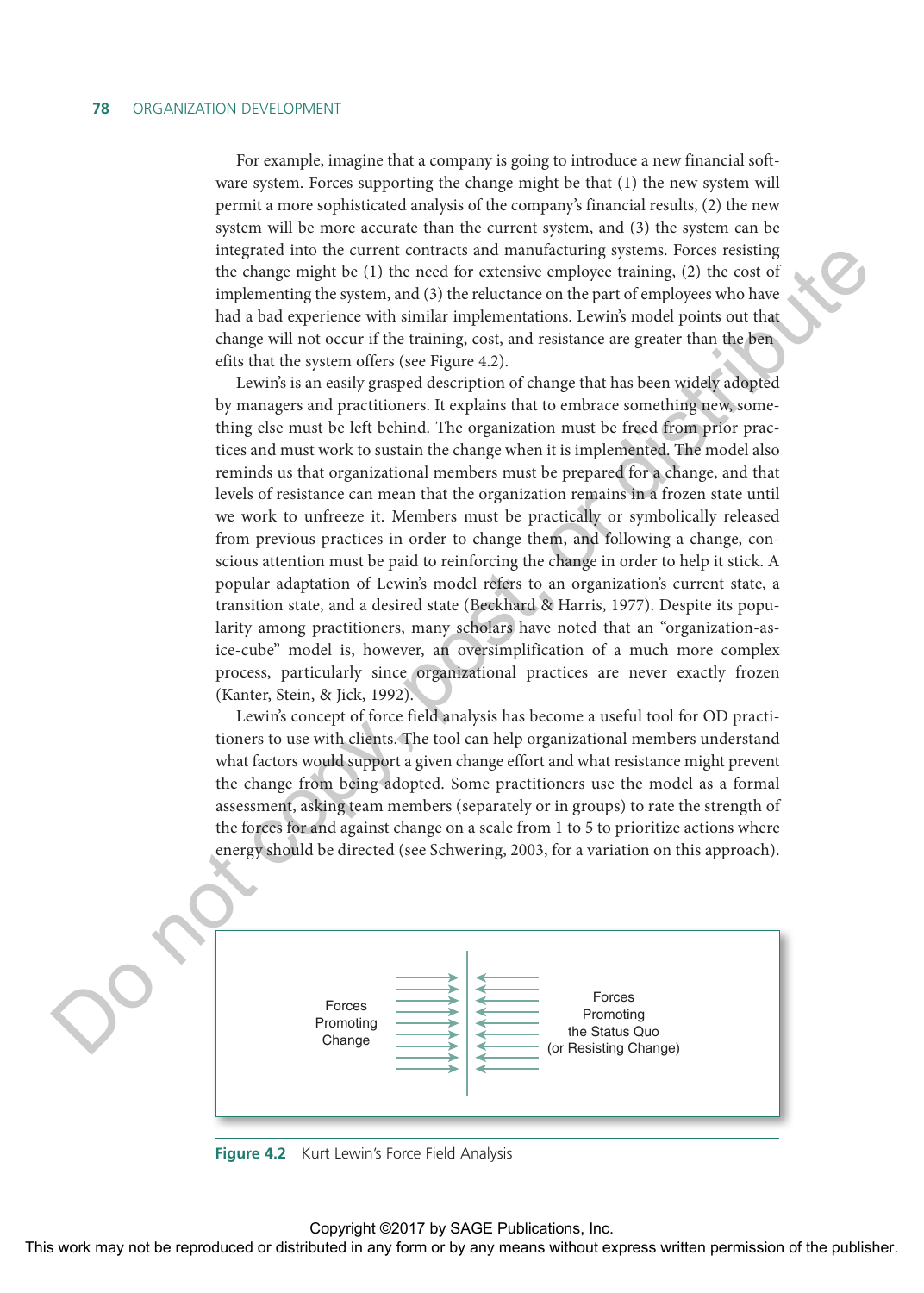For example, imagine that a company is going to introduce a new financial software system. Forces supporting the change might be that (1) the new system will permit a more sophisticated analysis of the company's financial results, (2) the new system will be more accurate than the current system, and (3) the system can be integrated into the current contracts and manufacturing systems. Forces resisting the change might be (1) the need for extensive employee training, (2) the cost of implementing the system, and (3) the reluctance on the part of employees who have had a bad experience with similar implementations. Lewin's model points out that change will not occur if the training, cost, and resistance are greater than the benefits that the system offers (see Figure 4.2).

Lewin's is an easily grasped description of change that has been widely adopted by managers and practitioners. It explains that to embrace something new, something else must be left behind. The organization must be freed from prior practices and must work to sustain the change when it is implemented. The model also reminds us that organizational members must be prepared for a change, and that levels of resistance can mean that the organization remains in a frozen state until we work to unfreeze it. Members must be practically or symbolically released from previous practices in order to change them, and following a change, conscious attention must be paid to reinforcing the change in order to help it stick. A popular adaptation of Lewin's model refers to an organization's current state, a transition state, and a desired state (Beckhard & Harris, 1977). Despite its popularity among practitioners, many scholars have noted that an "organization-as-ice-cube" model is, however, an oversimplification of a much more complex process, particularly since organizational practices are never exactly frozen (Kanter, Stein, & Jick, 1992).

Lewin's concept of force field analysis has become a useful tool for OD practitioners to use with clients. The tool can help organizational members understand what factors would support a given change effort and what resistance might prevent the change from being adopted. Some practitioners use the model as a formal assessment, asking team members (separately or in groups) to rate the strength of the forces for and against change on a scale from 1 to 5 to prioritize actions where energy should be directed (see Schwering, 2003, for a variation on this approach).

| Forces Promoting Change | → → → → → → → \| ← ← ← ← ← ← ← | Forces Promoting the Status Quo (or Resisting Change) |
|---|---|---|

**Figure 4.2** Kurt Lewin's Force Field Analysis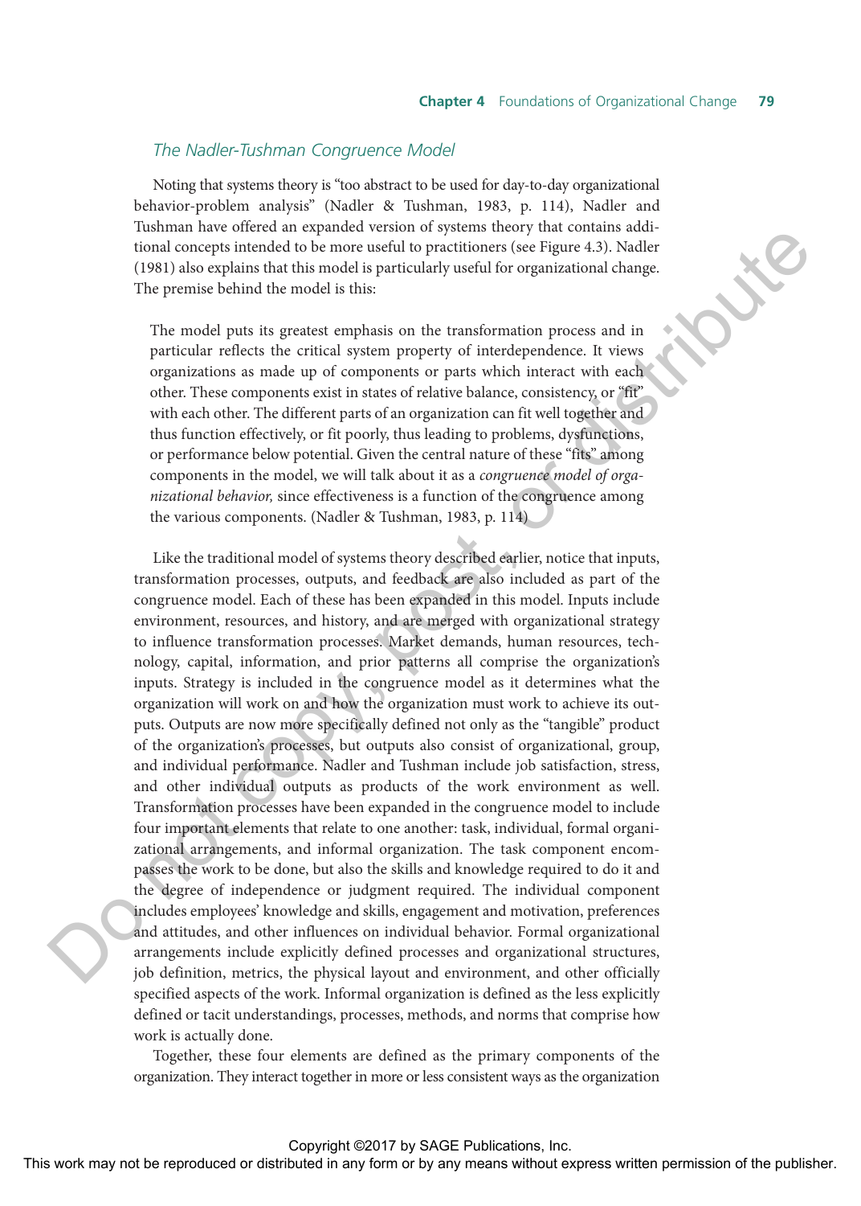### *The Nadler-Tushman Congruence Model*

Noting that systems theory is "too abstract to be used for day-to-day organizational behavior-problem analysis" (Nadler & Tushman, 1983, p. 114), Nadler and Tushman have offered an expanded version of systems theory that contains additional concepts intended to be more useful to practitioners (see Figure 4.3). Nadler (1981) also explains that this model is particularly useful for organizational change. The premise behind the model is this:

> The model puts its greatest emphasis on the transformation process and in particular reflects the critical system property of interdependence. It views organizations as made up of components or parts which interact with each other. These components exist in states of relative balance, consistency, or "fit" with each other. The different parts of an organization can fit well together and thus function effectively, or fit poorly, thus leading to problems, dysfunctions, or performance below potential. Given the central nature of these "fits" among components in the model, we will talk about it as a *congruence model of organizational behavior,* since effectiveness is a function of the congruence among the various components. (Nadler & Tushman, 1983, p. 114)

Like the traditional model of systems theory described earlier, notice that inputs, transformation processes, outputs, and feedback are also included as part of the congruence model. Each of these has been expanded in this model. Inputs include environment, resources, and history, and are merged with organizational strategy to influence transformation processes. Market demands, human resources, technology, capital, information, and prior patterns all comprise the organization's inputs. Strategy is included in the congruence model as it determines what the organization will work on and how the organization must work to achieve its outputs. Outputs are now more specifically defined not only as the "tangible" product of the organization's processes, but outputs also consist of organizational, group, and individual performance. Nadler and Tushman include job satisfaction, stress, and other individual outputs as products of the work environment as well. Transformation processes have been expanded in the congruence model to include four important elements that relate to one another: task, individual, formal organizational arrangements, and informal organization. The task component encompasses the work to be done, but also the skills and knowledge required to do it and the degree of independence or judgment required. The individual component includes employees' knowledge and skills, engagement and motivation, preferences and attitudes, and other influences on individual behavior. Formal organizational arrangements include explicitly defined processes and organizational structures, job definition, metrics, the physical layout and environment, and other officially specified aspects of the work. Informal organization is defined as the less explicitly defined or tacit understandings, processes, methods, and norms that comprise how work is actually done.

Together, these four elements are defined as the primary components of the organization. They interact together in more or less consistent ways as the organization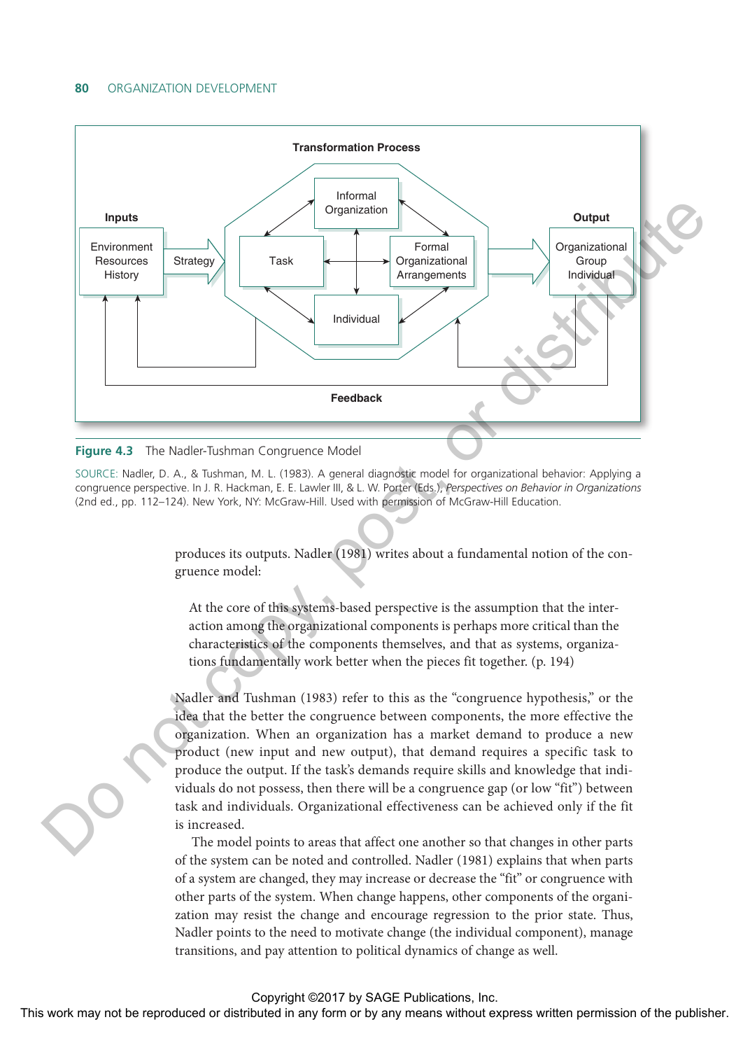**Figure 4.3** The Nadler-Tushman Congruence Model

SOURCE: Nadler, D. A., & Tushman, M. L. (1983). A general diagnostic model for organizational behavior: Applying a congruence perspective. In J. R. Hackman, E. E. Lawler III, & L. W. Porter (Eds.), *Perspectives on Behavior in Organizations* (2nd ed., pp. 112–124). New York, NY: McGraw-Hill. Used with permission of McGraw-Hill Education.

produces its outputs. Nadler (1981) writes about a fundamental notion of the congruence model:

> At the core of this systems-based perspective is the assumption that the interaction among the organizational components is perhaps more critical than the characteristics of the components themselves, and that as systems, organizations fundamentally work better when the pieces fit together. (p. 194)

Nadler and Tushman (1983) refer to this as the "congruence hypothesis," or the idea that the better the congruence between components, the more effective the organization. When an organization has a market demand to produce a new product (new input and new output), that demand requires a specific task to produce the output. If the task's demands require skills and knowledge that individuals do not possess, then there will be a congruence gap (or low "fit") between task and individuals. Organizational effectiveness can be achieved only if the fit is increased.

The model points to areas that affect one another so that changes in other parts of the system can be noted and controlled. Nadler (1981) explains that when parts of a system are changed, they may increase or decrease the "fit" or congruence with other parts of the system. When change happens, other components of the organization may resist the change and encourage regression to the prior state. Thus, Nadler points to the need to motivate change (the individual component), manage transitions, and pay attention to political dynamics of change as well.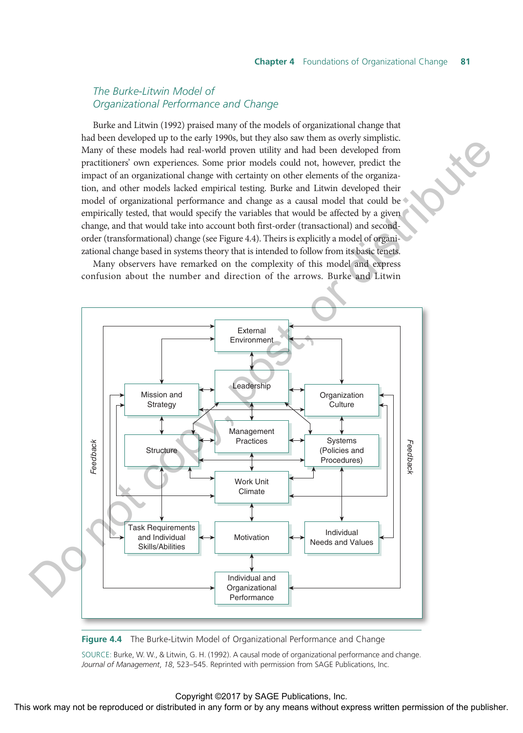### The Burke-Litwin Model of Organizational Performance and Change

Burke and Litwin (1992) praised many of the models of organizational change that had been developed up to the early 1990s, but they also saw them as overly simplistic. Many of these models had real-world proven utility and had been developed from practitioners' own experiences. Some prior models could not, however, predict the impact of an organizational change with certainty on other elements of the organization, and other models lacked empirical testing. Burke and Litwin developed their model of organizational performance and change as a causal model that could be empirically tested, that would specify the variables that would be affected by a given change, and that would take into account both first-order (transactional) and second-order (transformational) change (see Figure 4.4). Theirs is explicitly a model of organizational change based in systems theory that is intended to follow from its basic tenets.

Many observers have remarked on the complexity of this model and express confusion about the number and direction of the arrows. Burke and Litwin

**Figure 4.4** The Burke-Litwin Model of Organizational Performance and Change

SOURCE: Burke, W. W., & Litwin, G. H. (1992). A causal mode of organizational performance and change. *Journal of Management*, *18*, 523–545. Reprinted with permission from SAGE Publications, Inc.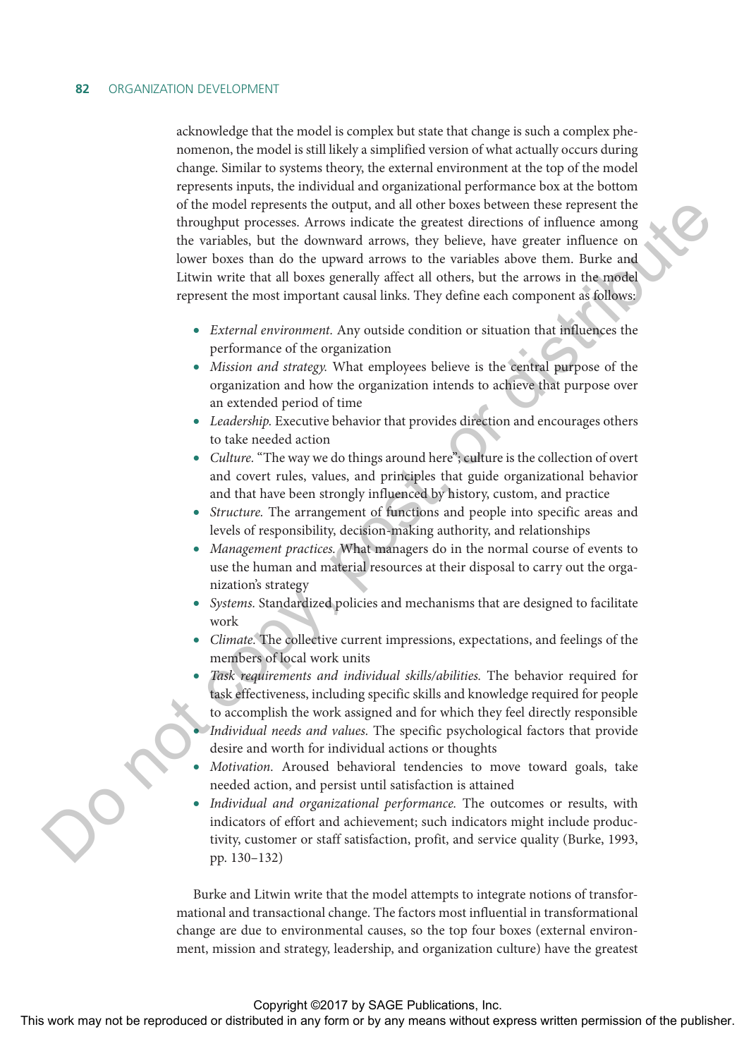acknowledge that the model is complex but state that change is such a complex phenomenon, the model is still likely a simplified version of what actually occurs during change. Similar to systems theory, the external environment at the top of the model represents inputs, the individual and organizational performance box at the bottom of the model represents the output, and all other boxes between these represent the throughput processes. Arrows indicate the greatest directions of influence among the variables, but the downward arrows, they believe, have greater influence on lower boxes than do the upward arrows to the variables above them. Burke and Litwin write that all boxes generally affect all others, but the arrows in the model represent the most important causal links. They define each component as follows:

- *External environment.* Any outside condition or situation that influences the performance of the organization
- *Mission and strategy.* What employees believe is the central purpose of the organization and how the organization intends to achieve that purpose over an extended period of time
- *Leadership.* Executive behavior that provides direction and encourages others to take needed action
- *Culture.* "The way we do things around here"; culture is the collection of overt and covert rules, values, and principles that guide organizational behavior and that have been strongly influenced by history, custom, and practice
- *Structure.* The arrangement of functions and people into specific areas and levels of responsibility, decision-making authority, and relationships
- *Management practices.* What managers do in the normal course of events to use the human and material resources at their disposal to carry out the organization's strategy
- *Systems.* Standardized policies and mechanisms that are designed to facilitate work
- *Climate.* The collective current impressions, expectations, and feelings of the members of local work units
- *Task requirements and individual skills/abilities.* The behavior required for task effectiveness, including specific skills and knowledge required for people to accomplish the work assigned and for which they feel directly responsible
- *Individual needs and values.* The specific psychological factors that provide desire and worth for individual actions or thoughts
- *Motivation.* Aroused behavioral tendencies to move toward goals, take needed action, and persist until satisfaction is attained
- *Individual and organizational performance.* The outcomes or results, with indicators of effort and achievement; such indicators might include productivity, customer or staff satisfaction, profit, and service quality (Burke, 1993, pp. 130–132)

Burke and Litwin write that the model attempts to integrate notions of transformational and transactional change. The factors most influential in transformational change are due to environmental causes, so the top four boxes (external environment, mission and strategy, leadership, and organization culture) have the greatest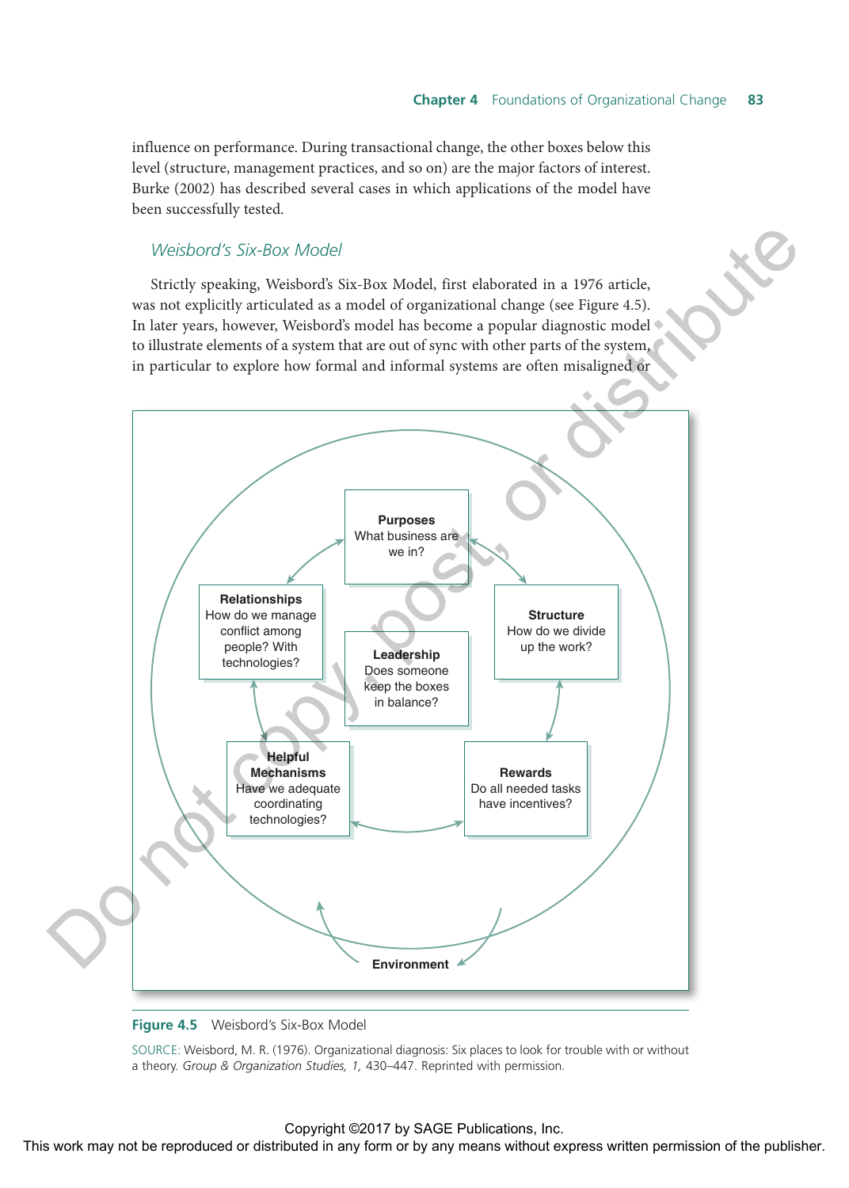influence on performance. During transactional change, the other boxes below this level (structure, management practices, and so on) are the major factors of interest. Burke (2002) has described several cases in which applications of the model have been successfully tested.

### *Weisbord's Six-Box Model*

Strictly speaking, Weisbord's Six-Box Model, first elaborated in a 1976 article, was not explicitly articulated as a model of organizational change (see Figure 4.5). In later years, however, Weisbord's model has become a popular diagnostic model to illustrate elements of a system that are out of sync with other parts of the system, in particular to explore how formal and informal systems are often misaligned or

**Purposes**
What business are we in?

**Relationships**
How do we manage conflict among people? With technologies?

**Structure**
How do we divide up the work?

**Leadership**
Does someone keep the boxes in balance?

**Helpful Mechanisms**
Have we adequate coordinating technologies?

**Rewards**
Do all needed tasks have incentives?

**Environment**

**Figure 4.5** Weisbord's Six-Box Model

SOURCE: Weisbord, M. R. (1976). Organizational diagnosis: Six places to look for trouble with or without a theory. *Group & Organization Studies, 1,* 430–447. Reprinted with permission.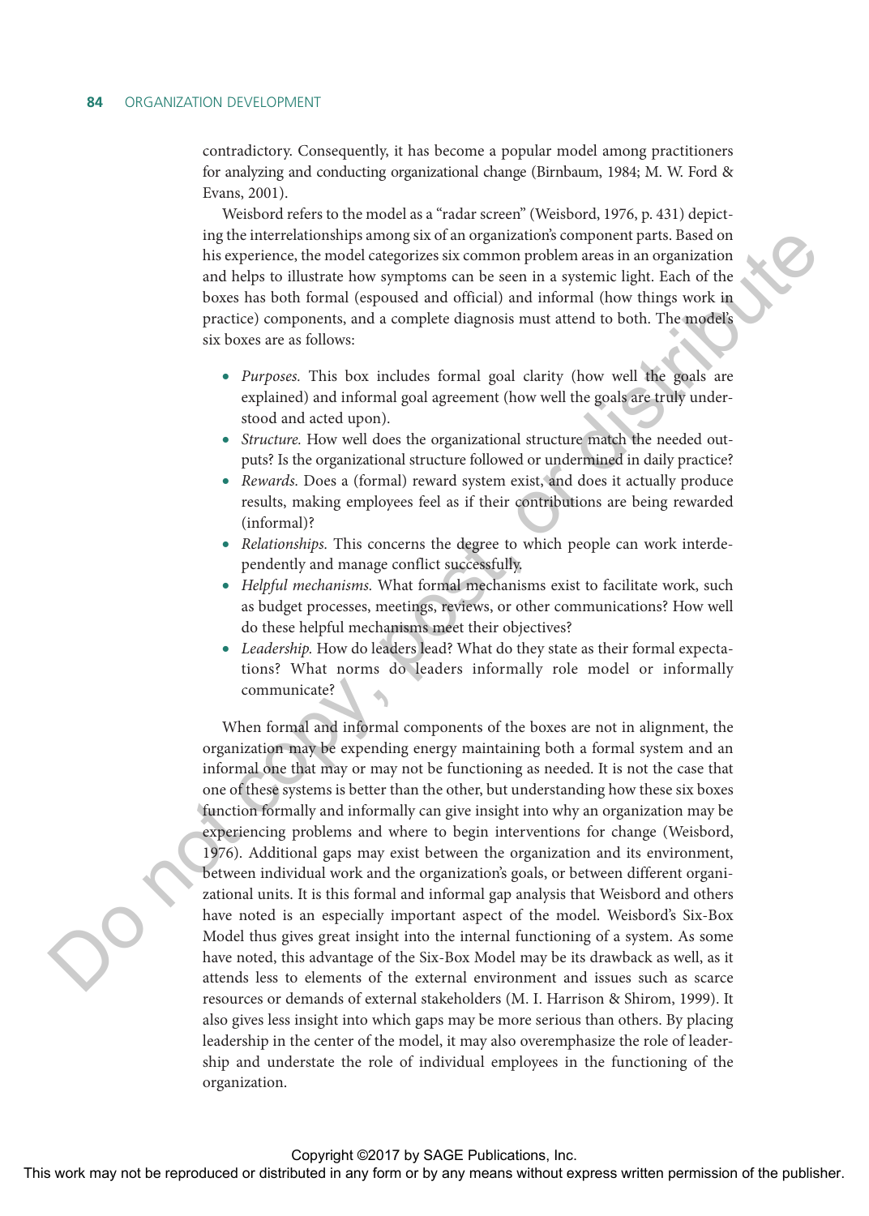contradictory. Consequently, it has become a popular model among practitioners for analyzing and conducting organizational change (Birnbaum, 1984; M. W. Ford & Evans, 2001).

Weisbord refers to the model as a "radar screen" (Weisbord, 1976, p. 431) depicting the interrelationships among six of an organization's component parts. Based on his experience, the model categorizes six common problem areas in an organization and helps to illustrate how symptoms can be seen in a systemic light. Each of the boxes has both formal (espoused and official) and informal (how things work in practice) components, and a complete diagnosis must attend to both. The model's six boxes are as follows:

- *Purposes.* This box includes formal goal clarity (how well the goals are explained) and informal goal agreement (how well the goals are truly understood and acted upon).
- *Structure.* How well does the organizational structure match the needed outputs? Is the organizational structure followed or undermined in daily practice?
- *Rewards.* Does a (formal) reward system exist, and does it actually produce results, making employees feel as if their contributions are being rewarded (informal)?
- *Relationships.* This concerns the degree to which people can work interdependently and manage conflict successfully.
- *Helpful mechanisms.* What formal mechanisms exist to facilitate work, such as budget processes, meetings, reviews, or other communications? How well do these helpful mechanisms meet their objectives?
- *Leadership.* How do leaders lead? What do they state as their formal expectations? What norms do leaders informally role model or informally communicate?

When formal and informal components of the boxes are not in alignment, the organization may be expending energy maintaining both a formal system and an informal one that may or may not be functioning as needed. It is not the case that one of these systems is better than the other, but understanding how these six boxes function formally and informally can give insight into why an organization may be experiencing problems and where to begin interventions for change (Weisbord, 1976). Additional gaps may exist between the organization and its environment, between individual work and the organization's goals, or between different organizational units. It is this formal and informal gap analysis that Weisbord and others have noted is an especially important aspect of the model. Weisbord's Six-Box Model thus gives great insight into the internal functioning of a system. As some have noted, this advantage of the Six-Box Model may be its drawback as well, as it attends less to elements of the external environment and issues such as scarce resources or demands of external stakeholders (M. I. Harrison & Shirom, 1999). It also gives less insight into which gaps may be more serious than others. By placing leadership in the center of the model, it may also overemphasize the role of leadership and understate the role of individual employees in the functioning of the organization.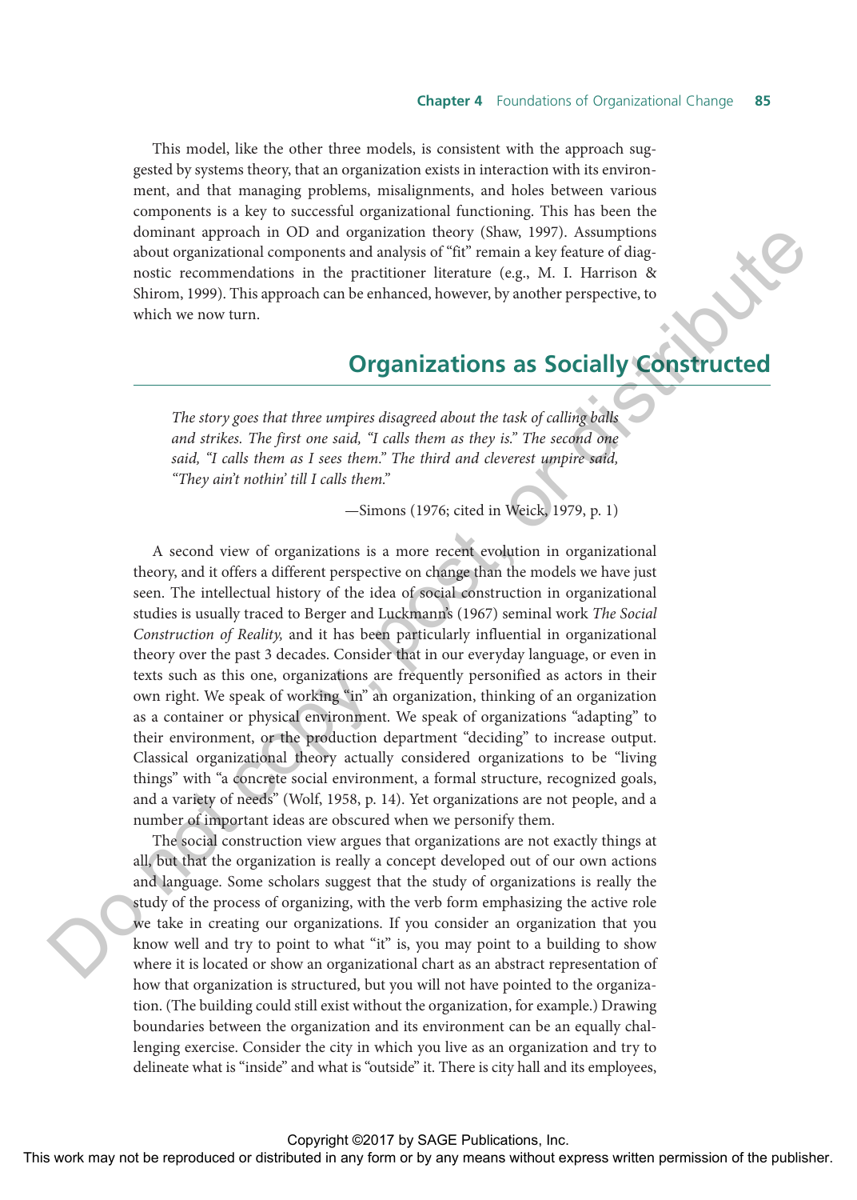This model, like the other three models, is consistent with the approach suggested by systems theory, that an organization exists in interaction with its environment, and that managing problems, misalignments, and holes between various components is a key to successful organizational functioning. This has been the dominant approach in OD and organization theory (Shaw, 1997). Assumptions about organizational components and analysis of "fit" remain a key feature of diagnostic recommendations in the practitioner literature (e.g., M. I. Harrison & Shirom, 1999). This approach can be enhanced, however, by another perspective, to which we now turn.

## Organizations as Socially Constructed

> *The story goes that three umpires disagreed about the task of calling balls and strikes. The first one said, "I calls them as they is." The second one said, "I calls them as I sees them." The third and cleverest umpire said, "They ain't nothin' till I calls them."*
>
> —Simons (1976; cited in Weick, 1979, p. 1)

A second view of organizations is a more recent evolution in organizational theory, and it offers a different perspective on change than the models we have just seen. The intellectual history of the idea of social construction in organizational studies is usually traced to Berger and Luckmann's (1967) seminal work *The Social Construction of Reality,* and it has been particularly influential in organizational theory over the past 3 decades. Consider that in our everyday language, or even in texts such as this one, organizations are frequently personified as actors in their own right. We speak of working "in" an organization, thinking of an organization as a container or physical environment. We speak of organizations "adapting" to their environment, or the production department "deciding" to increase output. Classical organizational theory actually considered organizations to be "living things" with "a concrete social environment, a formal structure, recognized goals, and a variety of needs" (Wolf, 1958, p. 14). Yet organizations are not people, and a number of important ideas are obscured when we personify them.

The social construction view argues that organizations are not exactly things at all, but that the organization is really a concept developed out of our own actions and language. Some scholars suggest that the study of organizations is really the study of the process of organizing, with the verb form emphasizing the active role we take in creating our organizations. If you consider an organization that you know well and try to point to what "it" is, you may point to a building to show where it is located or show an organizational chart as an abstract representation of how that organization is structured, but you will not have pointed to the organization. (The building could still exist without the organization, for example.) Drawing boundaries between the organization and its environment can be an equally challenging exercise. Consider the city in which you live as an organization and try to delineate what is "inside" and what is "outside" it. There is city hall and its employees,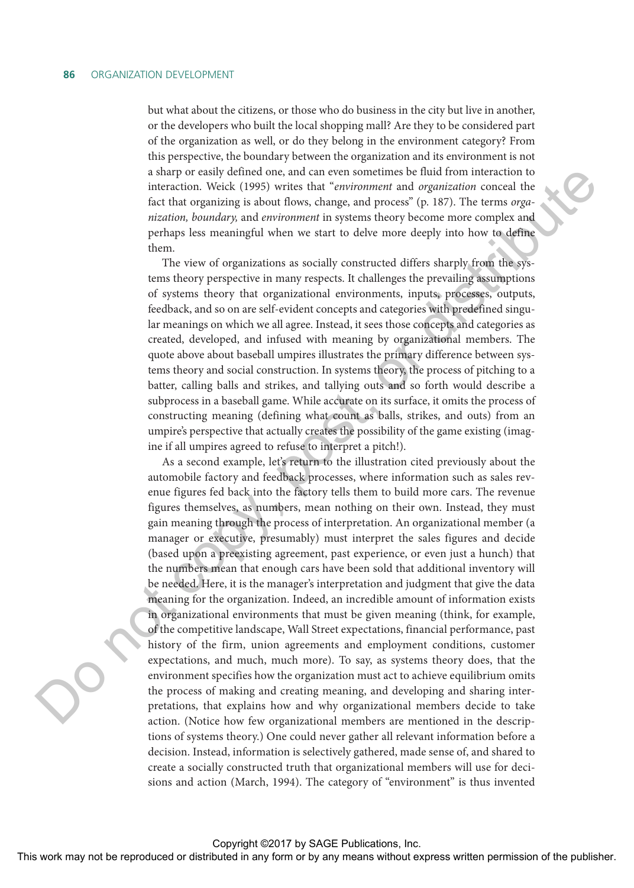but what about the citizens, or those who do business in the city but live in another, or the developers who built the local shopping mall? Are they to be considered part of the organization as well, or do they belong in the environment category? From this perspective, the boundary between the organization and its environment is not a sharp or easily defined one, and can even sometimes be fluid from interaction to interaction. Weick (1995) writes that "*environment* and *organization* conceal the fact that organizing is about flows, change, and process" (p. 187). The terms *organization, boundary,* and *environment* in systems theory become more complex and perhaps less meaningful when we start to delve more deeply into how to define them.

The view of organizations as socially constructed differs sharply from the systems theory perspective in many respects. It challenges the prevailing assumptions of systems theory that organizational environments, inputs, processes, outputs, feedback, and so on are self-evident concepts and categories with predefined singular meanings on which we all agree. Instead, it sees those concepts and categories as created, developed, and infused with meaning by organizational members. The quote above about baseball umpires illustrates the primary difference between systems theory and social construction. In systems theory, the process of pitching to a batter, calling balls and strikes, and tallying outs and so forth would describe a subprocess in a baseball game. While accurate on its surface, it omits the process of constructing meaning (defining what count as balls, strikes, and outs) from an umpire's perspective that actually creates the possibility of the game existing (imagine if all umpires agreed to refuse to interpret a pitch!).

As a second example, let's return to the illustration cited previously about the automobile factory and feedback processes, where information such as sales revenue figures fed back into the factory tells them to build more cars. The revenue figures themselves, as numbers, mean nothing on their own. Instead, they must gain meaning through the process of interpretation. An organizational member (a manager or executive, presumably) must interpret the sales figures and decide (based upon a preexisting agreement, past experience, or even just a hunch) that the numbers mean that enough cars have been sold that additional inventory will be needed. Here, it is the manager's interpretation and judgment that give the data meaning for the organization. Indeed, an incredible amount of information exists in organizational environments that must be given meaning (think, for example, of the competitive landscape, Wall Street expectations, financial performance, past history of the firm, union agreements and employment conditions, customer expectations, and much, much more). To say, as systems theory does, that the environment specifies how the organization must act to achieve equilibrium omits the process of making and creating meaning, and developing and sharing interpretations, that explains how and why organizational members decide to take action. (Notice how few organizational members are mentioned in the descriptions of systems theory.) One could never gather all relevant information before a decision. Instead, information is selectively gathered, made sense of, and shared to create a socially constructed truth that organizational members will use for decisions and action (March, 1994). The category of "environment" is thus invented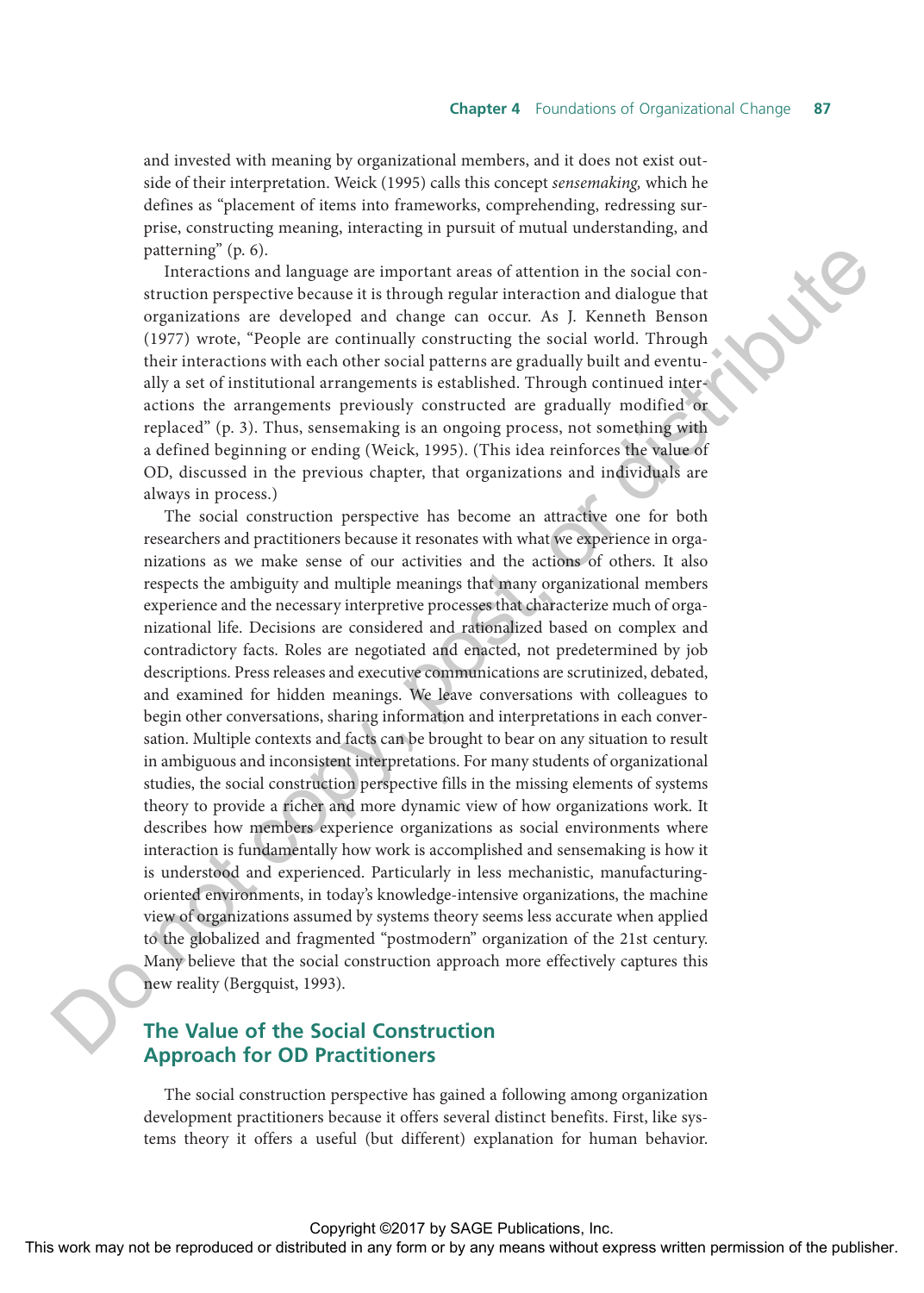and invested with meaning by organizational members, and it does not exist outside of their interpretation. Weick (1995) calls this concept *sensemaking,* which he defines as "placement of items into frameworks, comprehending, redressing surprise, constructing meaning, interacting in pursuit of mutual understanding, and patterning" (p. 6).

Interactions and language are important areas of attention in the social construction perspective because it is through regular interaction and dialogue that organizations are developed and change can occur. As J. Kenneth Benson (1977) wrote, "People are continually constructing the social world. Through their interactions with each other social patterns are gradually built and eventually a set of institutional arrangements is established. Through continued interactions the arrangements previously constructed are gradually modified or replaced" (p. 3). Thus, sensemaking is an ongoing process, not something with a defined beginning or ending (Weick, 1995). (This idea reinforces the value of OD, discussed in the previous chapter, that organizations and individuals are always in process.)

The social construction perspective has become an attractive one for both researchers and practitioners because it resonates with what we experience in organizations as we make sense of our activities and the actions of others. It also respects the ambiguity and multiple meanings that many organizational members experience and the necessary interpretive processes that characterize much of organizational life. Decisions are considered and rationalized based on complex and contradictory facts. Roles are negotiated and enacted, not predetermined by job descriptions. Press releases and executive communications are scrutinized, debated, and examined for hidden meanings. We leave conversations with colleagues to begin other conversations, sharing information and interpretations in each conversation. Multiple contexts and facts can be brought to bear on any situation to result in ambiguous and inconsistent interpretations. For many students of organizational studies, the social construction perspective fills in the missing elements of systems theory to provide a richer and more dynamic view of how organizations work. It describes how members experience organizations as social environments where interaction is fundamentally how work is accomplished and sensemaking is how it is understood and experienced. Particularly in less mechanistic, manufacturing-oriented environments, in today's knowledge-intensive organizations, the machine view of organizations assumed by systems theory seems less accurate when applied to the globalized and fragmented "postmodern" organization of the 21st century. Many believe that the social construction approach more effectively captures this new reality (Bergquist, 1993).

## The Value of the Social Construction Approach for OD Practitioners

The social construction perspective has gained a following among organization development practitioners because it offers several distinct benefits. First, like systems theory it offers a useful (but different) explanation for human behavior.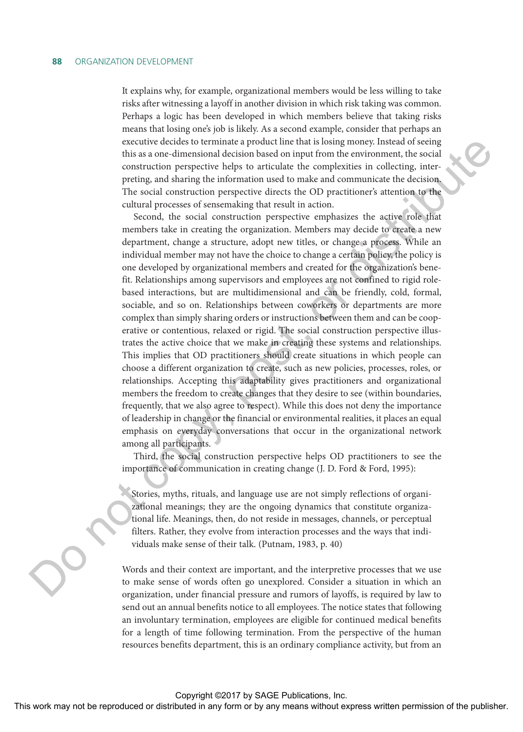It explains why, for example, organizational members would be less willing to take risks after witnessing a layoff in another division in which risk taking was common. Perhaps a logic has been developed in which members believe that taking risks means that losing one's job is likely. As a second example, consider that perhaps an executive decides to terminate a product line that is losing money. Instead of seeing this as a one-dimensional decision based on input from the environment, the social construction perspective helps to articulate the complexities in collecting, interpreting, and sharing the information used to make and communicate the decision. The social construction perspective directs the OD practitioner's attention to the cultural processes of sensemaking that result in action.

Second, the social construction perspective emphasizes the active role that members take in creating the organization. Members may decide to create a new department, change a structure, adopt new titles, or change a process. While an individual member may not have the choice to change a certain policy, the policy is one developed by organizational members and created for the organization's benefit. Relationships among supervisors and employees are not confined to rigid role-based interactions, but are multidimensional and can be friendly, cold, formal, sociable, and so on. Relationships between coworkers or departments are more complex than simply sharing orders or instructions between them and can be cooperative or contentious, relaxed or rigid. The social construction perspective illustrates the active choice that we make in creating these systems and relationships. This implies that OD practitioners should create situations in which people can choose a different organization to create, such as new policies, processes, roles, or relationships. Accepting this adaptability gives practitioners and organizational members the freedom to create changes that they desire to see (within boundaries, frequently, that we also agree to respect). While this does not deny the importance of leadership in change or the financial or environmental realities, it places an equal emphasis on everyday conversations that occur in the organizational network among all participants.

Third, the social construction perspective helps OD practitioners to see the importance of communication in creating change (J. D. Ford & Ford, 1995):

> Stories, myths, rituals, and language use are not simply reflections of organizational meanings; they are the ongoing dynamics that constitute organizational life. Meanings, then, do not reside in messages, channels, or perceptual filters. Rather, they evolve from interaction processes and the ways that individuals make sense of their talk. (Putnam, 1983, p. 40)

Words and their context are important, and the interpretive processes that we use to make sense of words often go unexplored. Consider a situation in which an organization, under financial pressure and rumors of layoffs, is required by law to send out an annual benefits notice to all employees. The notice states that following an involuntary termination, employees are eligible for continued medical benefits for a length of time following termination. From the perspective of the human resources benefits department, this is an ordinary compliance activity, but from an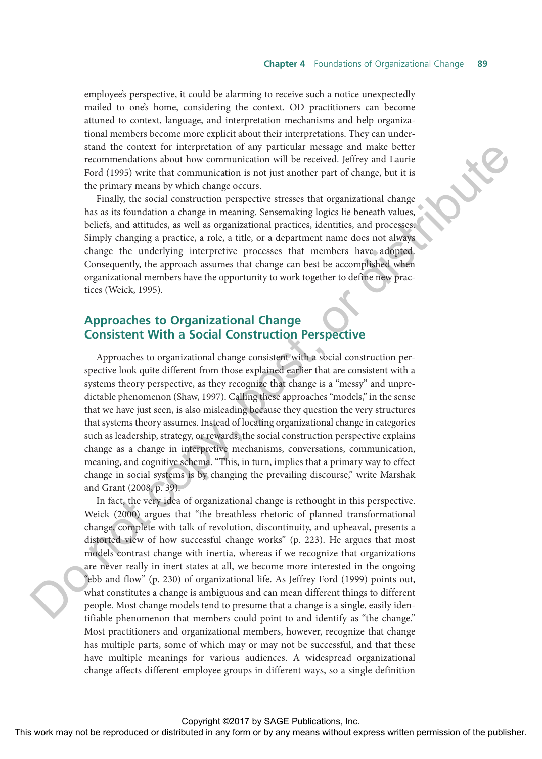employee's perspective, it could be alarming to receive such a notice unexpectedly mailed to one's home, considering the context. OD practitioners can become attuned to context, language, and interpretation mechanisms and help organizational members become more explicit about their interpretations. They can understand the context for interpretation of any particular message and make better recommendations about how communication will be received. Jeffrey and Laurie Ford (1995) write that communication is not just another part of change, but it is the primary means by which change occurs.

Finally, the social construction perspective stresses that organizational change has as its foundation a change in meaning. Sensemaking logics lie beneath values, beliefs, and attitudes, as well as organizational practices, identities, and processes. Simply changing a practice, a role, a title, or a department name does not always change the underlying interpretive processes that members have adopted. Consequently, the approach assumes that change can best be accomplished when organizational members have the opportunity to work together to define new practices (Weick, 1995).

## Approaches to Organizational Change Consistent With a Social Construction Perspective

Approaches to organizational change consistent with a social construction perspective look quite different from those explained earlier that are consistent with a systems theory perspective, as they recognize that change is a "messy" and unpredictable phenomenon (Shaw, 1997). Calling these approaches "models," in the sense that we have just seen, is also misleading because they question the very structures that systems theory assumes. Instead of locating organizational change in categories such as leadership, strategy, or rewards, the social construction perspective explains change as a change in interpretive mechanisms, conversations, communication, meaning, and cognitive schema. "This, in turn, implies that a primary way to effect change in social systems is by changing the prevailing discourse," write Marshak and Grant (2008, p. 39).

In fact, the very idea of organizational change is rethought in this perspective. Weick (2000) argues that "the breathless rhetoric of planned transformational change, complete with talk of revolution, discontinuity, and upheaval, presents a distorted view of how successful change works" (p. 223). He argues that most models contrast change with inertia, whereas if we recognize that organizations are never really in inert states at all, we become more interested in the ongoing "ebb and flow" (p. 230) of organizational life. As Jeffrey Ford (1999) points out, what constitutes a change is ambiguous and can mean different things to different people. Most change models tend to presume that a change is a single, easily identifiable phenomenon that members could point to and identify as "the change." Most practitioners and organizational members, however, recognize that change has multiple parts, some of which may or may not be successful, and that these have multiple meanings for various audiences. A widespread organizational change affects different employee groups in different ways, so a single definition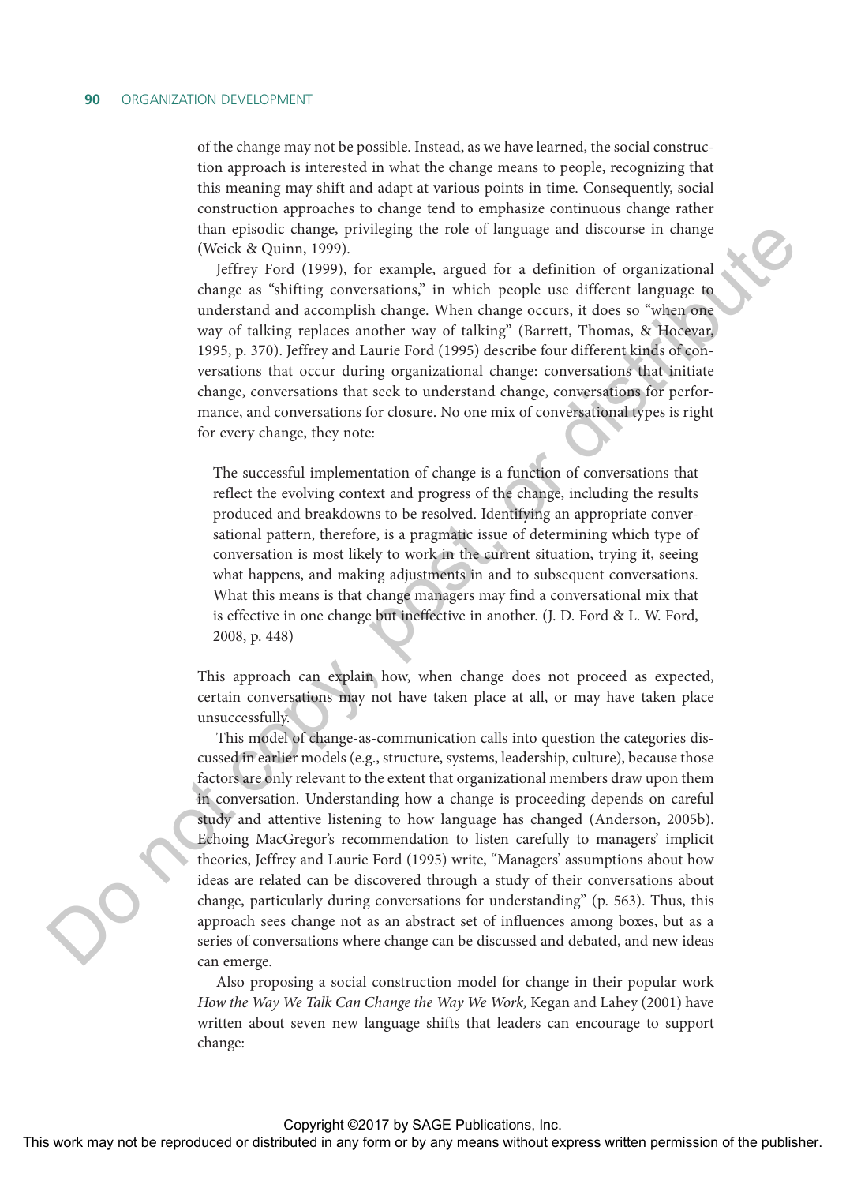of the change may not be possible. Instead, as we have learned, the social construction approach is interested in what the change means to people, recognizing that this meaning may shift and adapt at various points in time. Consequently, social construction approaches to change tend to emphasize continuous change rather than episodic change, privileging the role of language and discourse in change (Weick & Quinn, 1999).

Jeffrey Ford (1999), for example, argued for a definition of organizational change as "shifting conversations," in which people use different language to understand and accomplish change. When change occurs, it does so "when one way of talking replaces another way of talking" (Barrett, Thomas, & Hocevar, 1995, p. 370). Jeffrey and Laurie Ford (1995) describe four different kinds of conversations that occur during organizational change: conversations that initiate change, conversations that seek to understand change, conversations for performance, and conversations for closure. No one mix of conversational types is right for every change, they note:

> The successful implementation of change is a function of conversations that reflect the evolving context and progress of the change, including the results produced and breakdowns to be resolved. Identifying an appropriate conversational pattern, therefore, is a pragmatic issue of determining which type of conversation is most likely to work in the current situation, trying it, seeing what happens, and making adjustments in and to subsequent conversations. What this means is that change managers may find a conversational mix that is effective in one change but ineffective in another. (J. D. Ford & L. W. Ford, 2008, p. 448)

This approach can explain how, when change does not proceed as expected, certain conversations may not have taken place at all, or may have taken place unsuccessfully.

This model of change-as-communication calls into question the categories discussed in earlier models (e.g., structure, systems, leadership, culture), because those factors are only relevant to the extent that organizational members draw upon them in conversation. Understanding how a change is proceeding depends on careful study and attentive listening to how language has changed (Anderson, 2005b). Echoing MacGregor's recommendation to listen carefully to managers' implicit theories, Jeffrey and Laurie Ford (1995) write, "Managers' assumptions about how ideas are related can be discovered through a study of their conversations about change, particularly during conversations for understanding" (p. 563). Thus, this approach sees change not as an abstract set of influences among boxes, but as a series of conversations where change can be discussed and debated, and new ideas can emerge.

Also proposing a social construction model for change in their popular work *How the Way We Talk Can Change the Way We Work,* Kegan and Lahey (2001) have written about seven new language shifts that leaders can encourage to support change: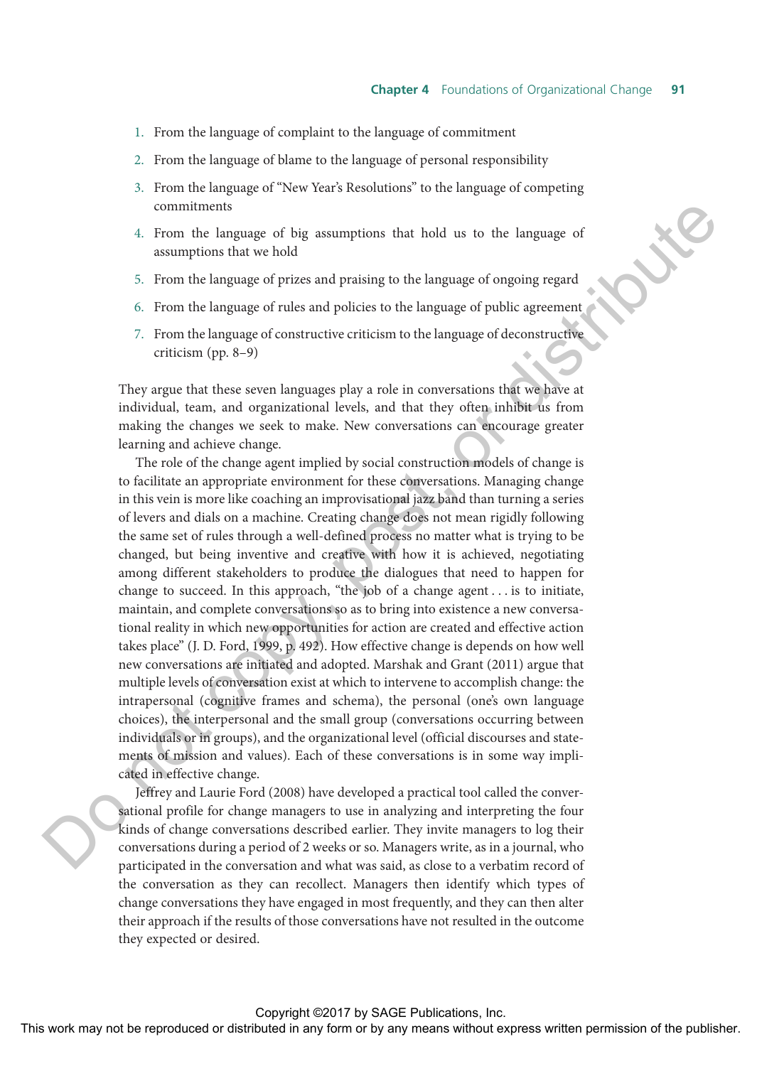1. From the language of complaint to the language of commitment
2. From the language of blame to the language of personal responsibility
3. From the language of "New Year's Resolutions" to the language of competing commitments
4. From the language of big assumptions that hold us to the language of assumptions that we hold
5. From the language of prizes and praising to the language of ongoing regard
6. From the language of rules and policies to the language of public agreement
7. From the language of constructive criticism to the language of deconstructive criticism (pp. 8–9)

They argue that these seven languages play a role in conversations that we have at individual, team, and organizational levels, and that they often inhibit us from making the changes we seek to make. New conversations can encourage greater learning and achieve change.

The role of the change agent implied by social construction models of change is to facilitate an appropriate environment for these conversations. Managing change in this vein is more like coaching an improvisational jazz band than turning a series of levers and dials on a machine. Creating change does not mean rigidly following the same set of rules through a well-defined process no matter what is trying to be changed, but being inventive and creative with how it is achieved, negotiating among different stakeholders to produce the dialogues that need to happen for change to succeed. In this approach, "the job of a change agent . . . is to initiate, maintain, and complete conversations so as to bring into existence a new conversational reality in which new opportunities for action are created and effective action takes place" (J. D. Ford, 1999, p. 492). How effective change is depends on how well new conversations are initiated and adopted. Marshak and Grant (2011) argue that multiple levels of conversation exist at which to intervene to accomplish change: the intrapersonal (cognitive frames and schema), the personal (one's own language choices), the interpersonal and the small group (conversations occurring between individuals or in groups), and the organizational level (official discourses and statements of mission and values). Each of these conversations is in some way implicated in effective change.

Jeffrey and Laurie Ford (2008) have developed a practical tool called the conversational profile for change managers to use in analyzing and interpreting the four kinds of change conversations described earlier. They invite managers to log their conversations during a period of 2 weeks or so. Managers write, as in a journal, who participated in the conversation and what was said, as close to a verbatim record of the conversation as they can recollect. Managers then identify which types of change conversations they have engaged in most frequently, and they can then alter their approach if the results of those conversations have not resulted in the outcome they expected or desired.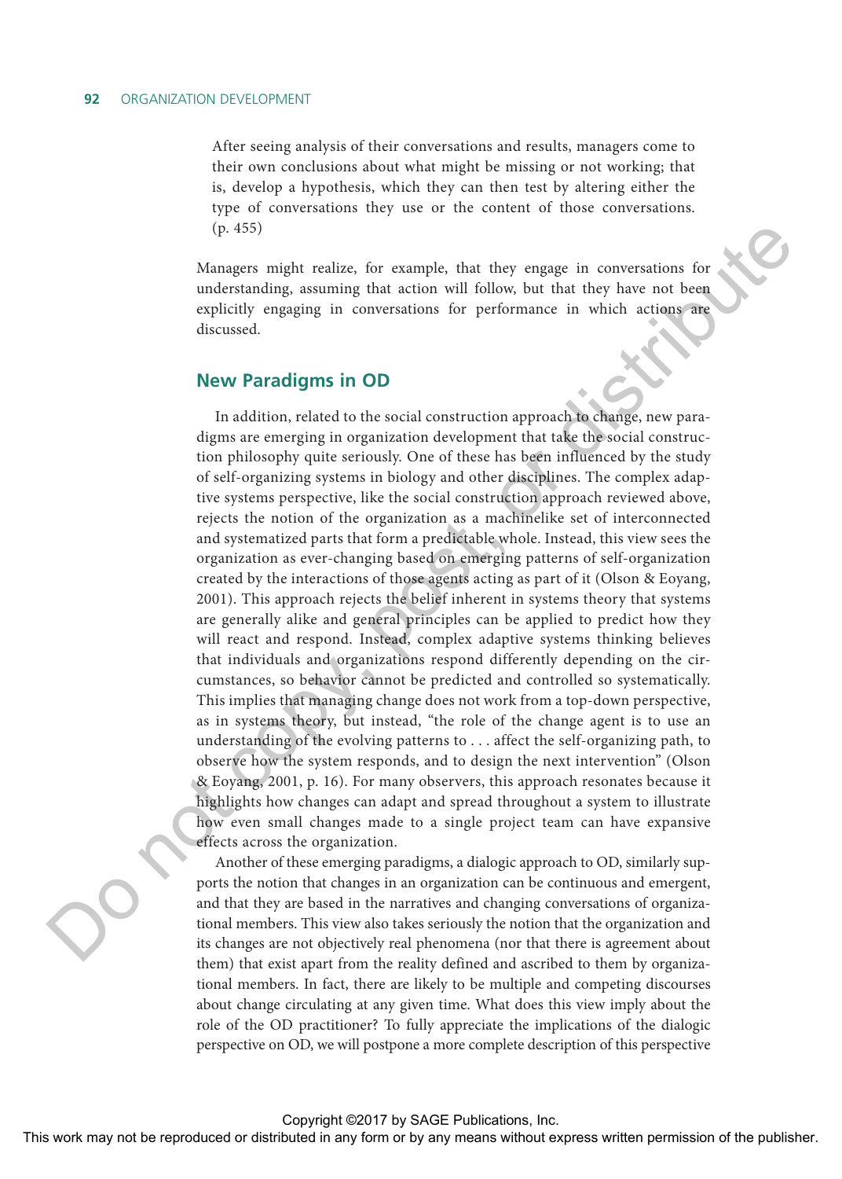> After seeing analysis of their conversations and results, managers come to their own conclusions about what might be missing or not working; that is, develop a hypothesis, which they can then test by altering either the type of conversations they use or the content of those conversations. (p. 455)

Managers might realize, for example, that they engage in conversations for understanding, assuming that action will follow, but that they have not been explicitly engaging in conversations for performance in which actions are discussed.

## New Paradigms in OD

In addition, related to the social construction approach to change, new paradigms are emerging in organization development that take the social construction philosophy quite seriously. One of these has been influenced by the study of self-organizing systems in biology and other disciplines. The complex adaptive systems perspective, like the social construction approach reviewed above, rejects the notion of the organization as a machinelike set of interconnected and systematized parts that form a predictable whole. Instead, this view sees the organization as ever-changing based on emerging patterns of self-organization created by the interactions of those agents acting as part of it (Olson & Eoyang, 2001). This approach rejects the belief inherent in systems theory that systems are generally alike and general principles can be applied to predict how they will react and respond. Instead, complex adaptive systems thinking believes that individuals and organizations respond differently depending on the circumstances, so behavior cannot be predicted and controlled so systematically. This implies that managing change does not work from a top-down perspective, as in systems theory, but instead, "the role of the change agent is to use an understanding of the evolving patterns to . . . affect the self-organizing path, to observe how the system responds, and to design the next intervention" (Olson & Eoyang, 2001, p. 16). For many observers, this approach resonates because it highlights how changes can adapt and spread throughout a system to illustrate how even small changes made to a single project team can have expansive effects across the organization.

Another of these emerging paradigms, a dialogic approach to OD, similarly supports the notion that changes in an organization can be continuous and emergent, and that they are based in the narratives and changing conversations of organizational members. This view also takes seriously the notion that the organization and its changes are not objectively real phenomena (nor that there is agreement about them) that exist apart from the reality defined and ascribed to them by organizational members. In fact, there are likely to be multiple and competing discourses about change circulating at any given time. What does this view imply about the role of the OD practitioner? To fully appreciate the implications of the dialogic perspective on OD, we will postpone a more complete description of this perspective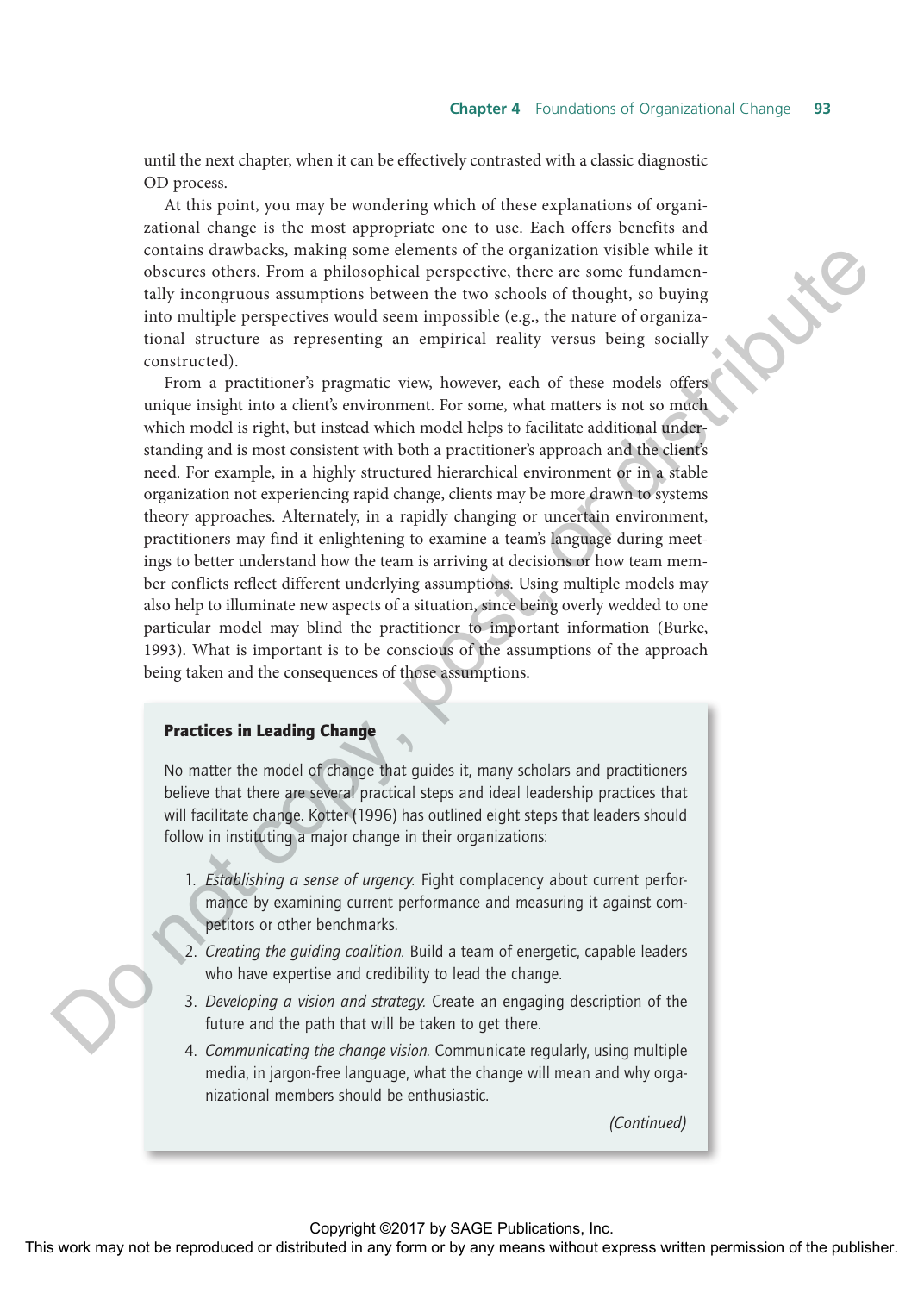until the next chapter, when it can be effectively contrasted with a classic diagnostic OD process.

At this point, you may be wondering which of these explanations of organizational change is the most appropriate one to use. Each offers benefits and contains drawbacks, making some elements of the organization visible while it obscures others. From a philosophical perspective, there are some fundamentally incongruous assumptions between the two schools of thought, so buying into multiple perspectives would seem impossible (e.g., the nature of organizational structure as representing an empirical reality versus being socially constructed).

From a practitioner's pragmatic view, however, each of these models offers unique insight into a client's environment. For some, what matters is not so much which model is right, but instead which model helps to facilitate additional understanding and is most consistent with both a practitioner's approach and the client's need. For example, in a highly structured hierarchical environment or in a stable organization not experiencing rapid change, clients may be more drawn to systems theory approaches. Alternately, in a rapidly changing or uncertain environment, practitioners may find it enlightening to examine a team's language during meetings to better understand how the team is arriving at decisions or how team member conflicts reflect different underlying assumptions. Using multiple models may also help to illuminate new aspects of a situation, since being overly wedded to one particular model may blind the practitioner to important information (Burke, 1993). What is important is to be conscious of the assumptions of the approach being taken and the consequences of those assumptions.

**Practices in Leading Change**

No matter the model of change that guides it, many scholars and practitioners believe that there are several practical steps and ideal leadership practices that will facilitate change. Kotter (1996) has outlined eight steps that leaders should follow in instituting a major change in their organizations:

1. *Establishing a sense of urgency.* Fight complacency about current performance by examining current performance and measuring it against competitors or other benchmarks.
2. *Creating the guiding coalition.* Build a team of energetic, capable leaders who have expertise and credibility to lead the change.
3. *Developing a vision and strategy.* Create an engaging description of the future and the path that will be taken to get there.
4. *Communicating the change vision.* Communicate regularly, using multiple media, in jargon-free language, what the change will mean and why organizational members should be enthusiastic.

*(Continued)*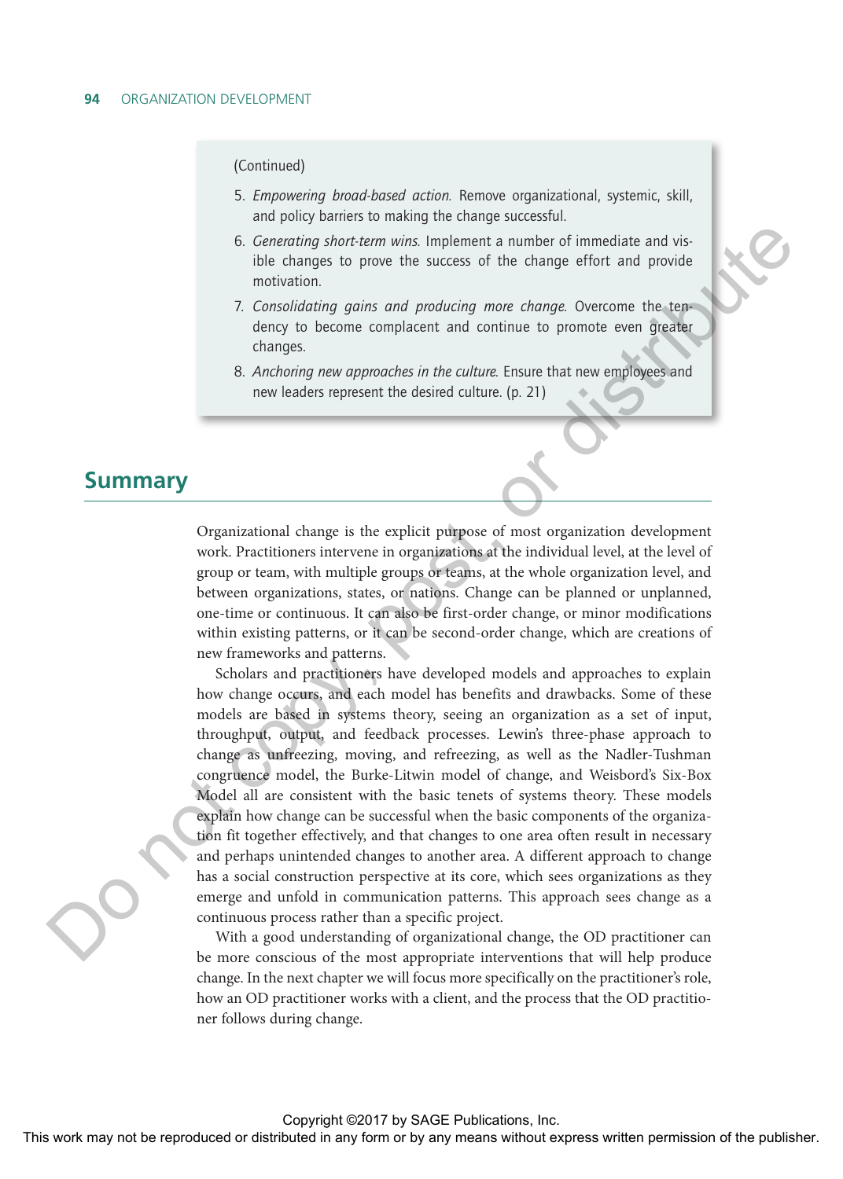(Continued)

5. *Empowering broad-based action.* Remove organizational, systemic, skill, and policy barriers to making the change successful.
6. *Generating short-term wins.* Implement a number of immediate and visible changes to prove the success of the change effort and provide motivation.
7. *Consolidating gains and producing more change.* Overcome the tendency to become complacent and continue to promote even greater changes.
8. *Anchoring new approaches in the culture.* Ensure that new employees and new leaders represent the desired culture. (p. 21)

## Summary

Organizational change is the explicit purpose of most organization development work. Practitioners intervene in organizations at the individual level, at the level of group or team, with multiple groups or teams, at the whole organization level, and between organizations, states, or nations. Change can be planned or unplanned, one-time or continuous. It can also be first-order change, or minor modifications within existing patterns, or it can be second-order change, which are creations of new frameworks and patterns.

Scholars and practitioners have developed models and approaches to explain how change occurs, and each model has benefits and drawbacks. Some of these models are based in systems theory, seeing an organization as a set of input, throughput, output, and feedback processes. Lewin's three-phase approach to change as unfreezing, moving, and refreezing, as well as the Nadler-Tushman congruence model, the Burke-Litwin model of change, and Weisbord's Six-Box Model all are consistent with the basic tenets of systems theory. These models explain how change can be successful when the basic components of the organization fit together effectively, and that changes to one area often result in necessary and perhaps unintended changes to another area. A different approach to change has a social construction perspective at its core, which sees organizations as they emerge and unfold in communication patterns. This approach sees change as a continuous process rather than a specific project.

With a good understanding of organizational change, the OD practitioner can be more conscious of the most appropriate interventions that will help produce change. In the next chapter we will focus more specifically on the practitioner's role, how an OD practitioner works with a client, and the process that the OD practitioner follows during change.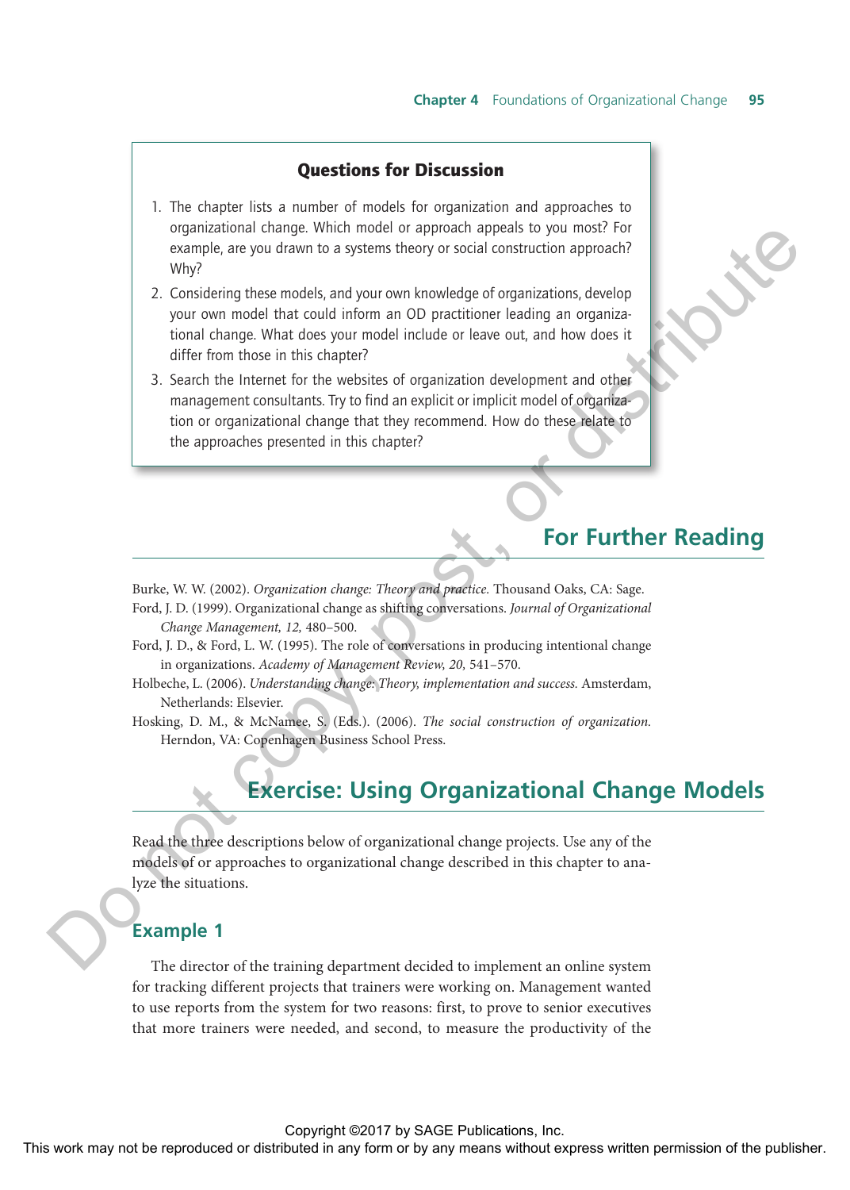### Questions for Discussion

1. The chapter lists a number of models for organization and approaches to organizational change. Which model or approach appeals to you most? For example, are you drawn to a systems theory or social construction approach? Why?
2. Considering these models, and your own knowledge of organizations, develop your own model that could inform an OD practitioner leading an organizational change. What does your model include or leave out, and how does it differ from those in this chapter?
3. Search the Internet for the websites of organization development and other management consultants. Try to find an explicit or implicit model of organization or organizational change that they recommend. How do these relate to the approaches presented in this chapter?

## For Further Reading

Burke, W. W. (2002). *Organization change: Theory and practice.* Thousand Oaks, CA: Sage.

Ford, J. D. (1999). Organizational change as shifting conversations. *Journal of Organizational Change Management, 12,* 480–500.

Ford, J. D., & Ford, L. W. (1995). The role of conversations in producing intentional change in organizations. *Academy of Management Review, 20,* 541–570.

Holbeche, L. (2006). *Understanding change: Theory, implementation and success.* Amsterdam, Netherlands: Elsevier.

Hosking, D. M., & McNamee, S. (Eds.). (2006). *The social construction of organization.* Herndon, VA: Copenhagen Business School Press.

## Exercise: Using Organizational Change Models

Read the three descriptions below of organizational change projects. Use any of the models of or approaches to organizational change described in this chapter to analyze the situations.

### Example 1

The director of the training department decided to implement an online system for tracking different projects that trainers were working on. Management wanted to use reports from the system for two reasons: first, to prove to senior executives that more trainers were needed, and second, to measure the productivity of the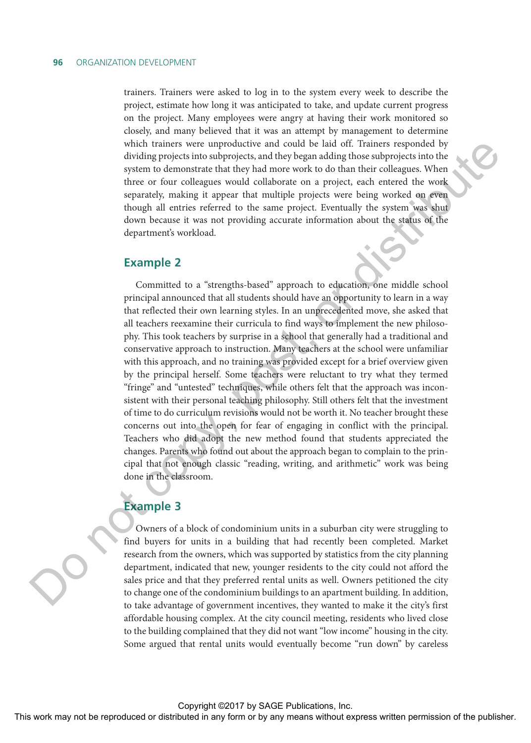trainers. Trainers were asked to log in to the system every week to describe the project, estimate how long it was anticipated to take, and update current progress on the project. Many employees were angry at having their work monitored so closely, and many believed that it was an attempt by management to determine which trainers were unproductive and could be laid off. Trainers responded by dividing projects into subprojects, and they began adding those subprojects into the system to demonstrate that they had more work to do than their colleagues. When three or four colleagues would collaborate on a project, each entered the work separately, making it appear that multiple projects were being worked on even though all entries referred to the same project. Eventually the system was shut down because it was not providing accurate information about the status of the department's workload.

## Example 2

Committed to a "strengths-based" approach to education, one middle school principal announced that all students should have an opportunity to learn in a way that reflected their own learning styles. In an unprecedented move, she asked that all teachers reexamine their curricula to find ways to implement the new philosophy. This took teachers by surprise in a school that generally had a traditional and conservative approach to instruction. Many teachers at the school were unfamiliar with this approach, and no training was provided except for a brief overview given by the principal herself. Some teachers were reluctant to try what they termed "fringe" and "untested" techniques, while others felt that the approach was inconsistent with their personal teaching philosophy. Still others felt that the investment of time to do curriculum revisions would not be worth it. No teacher brought these concerns out into the open for fear of engaging in conflict with the principal. Teachers who did adopt the new method found that students appreciated the changes. Parents who found out about the approach began to complain to the principal that not enough classic "reading, writing, and arithmetic" work was being done in the classroom.

## Example 3

Owners of a block of condominium units in a suburban city were struggling to find buyers for units in a building that had recently been completed. Market research from the owners, which was supported by statistics from the city planning department, indicated that new, younger residents to the city could not afford the sales price and that they preferred rental units as well. Owners petitioned the city to change one of the condominium buildings to an apartment building. In addition, to take advantage of government incentives, they wanted to make it the city's first affordable housing complex. At the city council meeting, residents who lived close to the building complained that they did not want "low income" housing in the city. Some argued that rental units would eventually become "run down" by careless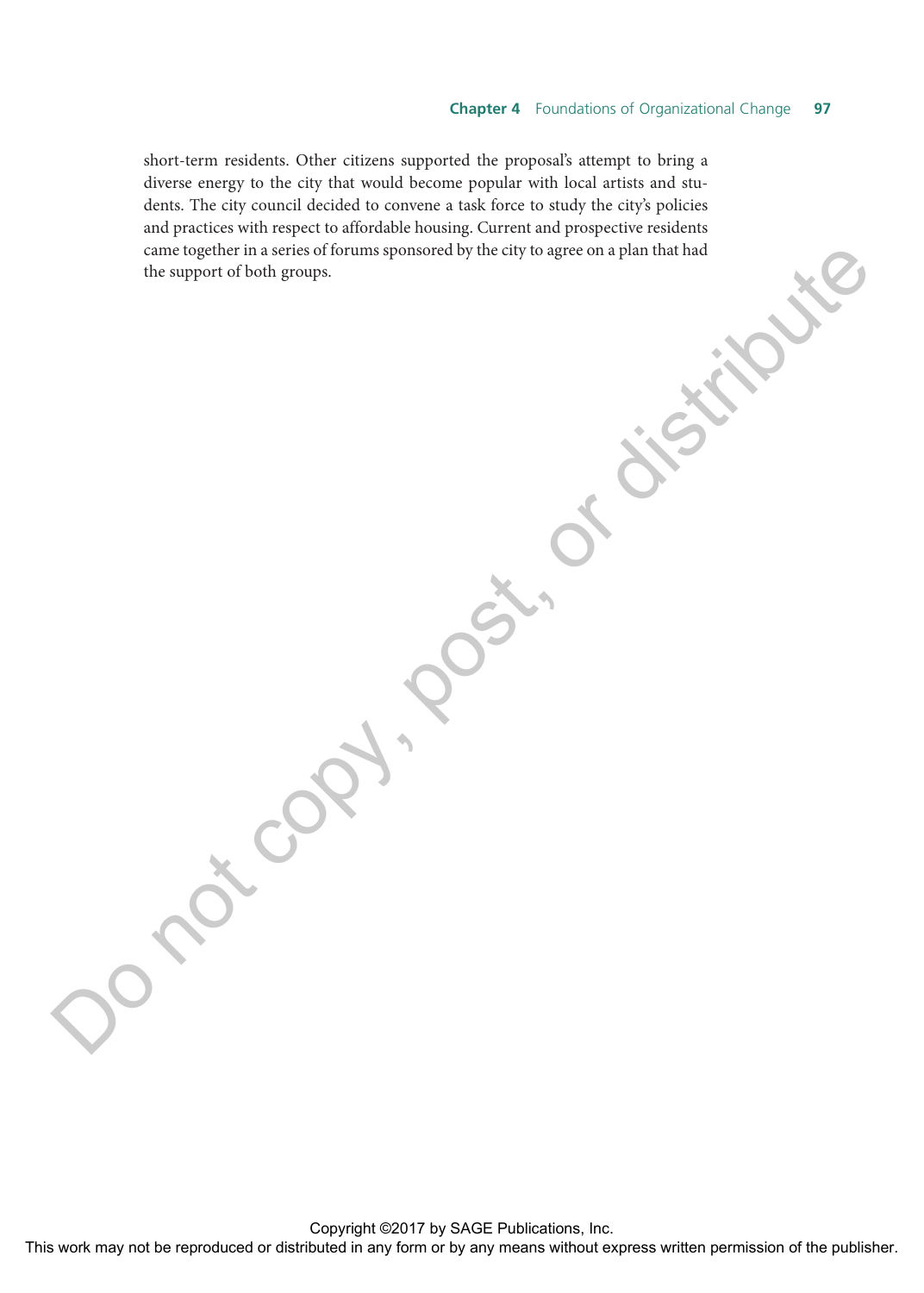short-term residents. Other citizens supported the proposal's attempt to bring a diverse energy to the city that would become popular with local artists and students. The city council decided to convene a task force to study the city's policies and practices with respect to affordable housing. Current and prospective residents came together in a series of forums sponsored by the city to agree on a plan that had the support of both groups.